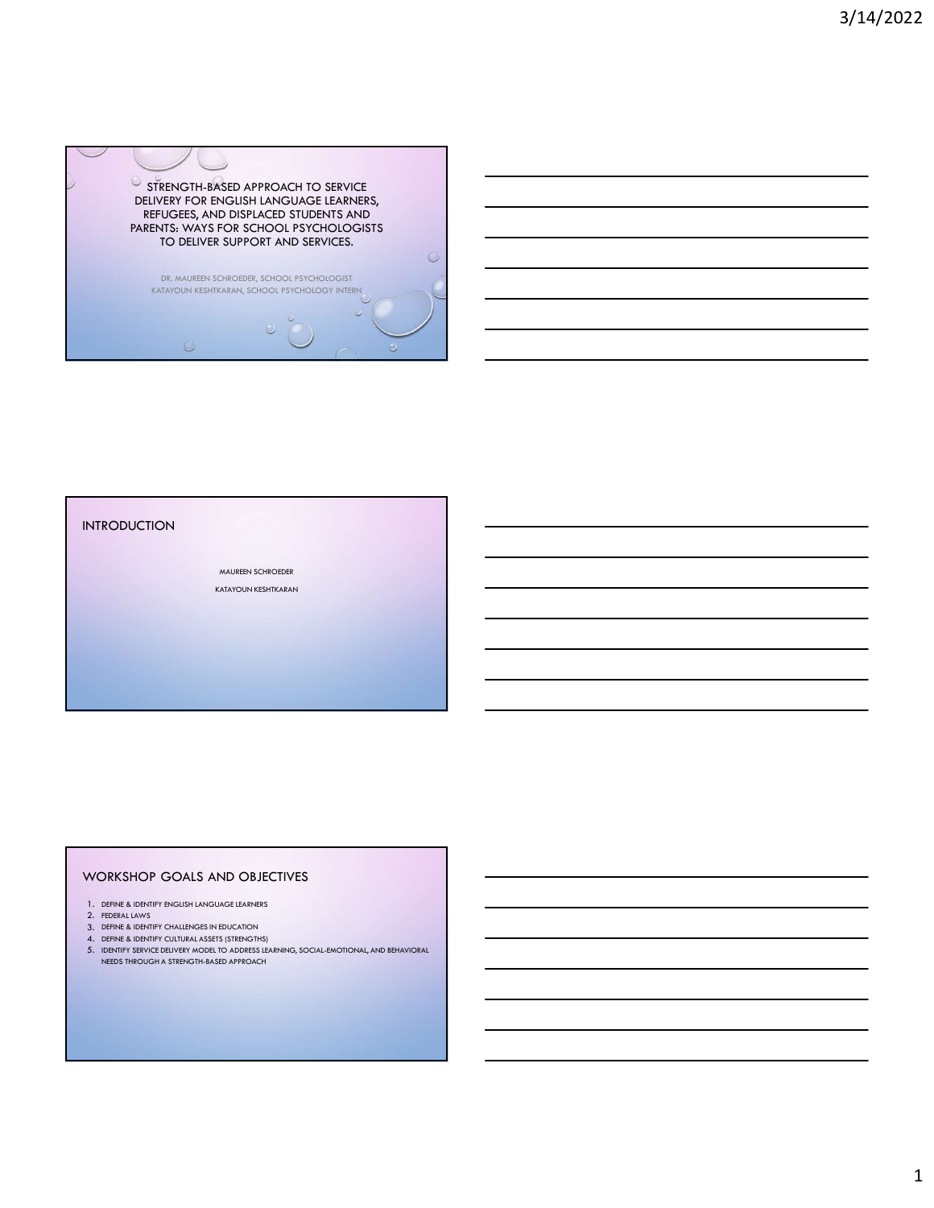# STRENGTH-BASED APPROACH TO SERVICE DELIVERY FOR ENGLISH LANGUAGE LEARNERS, REFUGEES, AND DISPLACED STUDENTS AND PARENTS: WAYS FOR SCHOOL PSYCHOLOGISTS TO DELIVER SUPPORT AND SERVICES.

DR. MAUREEN SCHROEDER, SCHOOL PSYCHOLOGIST

KATAYOUN KESHTKARAN, SCHOOL PSYCHOLOGY INTERN

## INTRODUCTION

MAUREEN SCHROEDER

KATAYOUN KESHTKARAN

## WORKSHOP GOALS AND OBJECTIVES

1. DEFINE & IDENTIFY ENGLISH LANGUAGE LEARNERS
2. FEDERAL LAWS
3. DEFINE & IDENTIFY CHALLENGES IN EDUCATION
4. DEFINE & IDENTIFY CULTURAL ASSETS (STRENGTHS)
5. IDENTIFY SERVICE DELIVERY MODEL TO ADDRESS LEARNING, SOCIAL-EMOTIONAL, AND BEHAVIORAL NEEDS THROUGH A STRENGTH-BASED APPROACH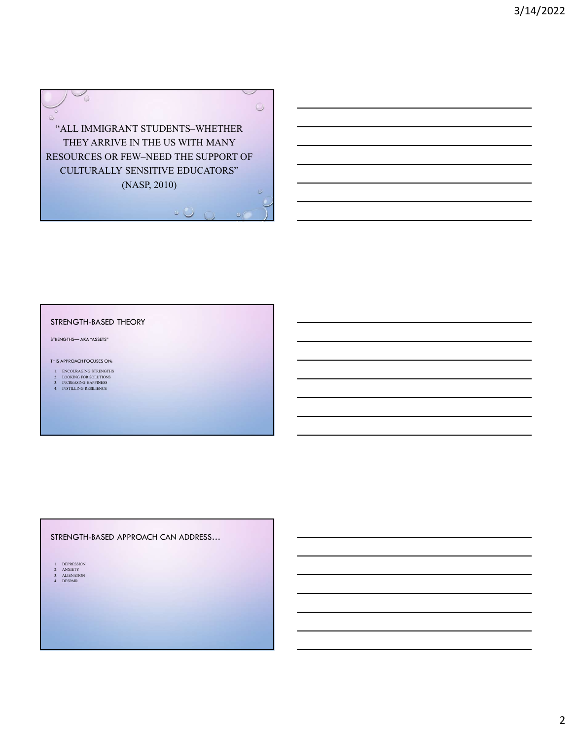"ALL IMMIGRANT STUDENTS–WHETHER THEY ARRIVE IN THE US WITH MANY RESOURCES OR FEW–NEED THE SUPPORT OF CULTURALLY SENSITIVE EDUCATORS" (NASP, 2010)

## STRENGTH-BASED THEORY

STRENGTHS— AKA "ASSETS"

THIS APPROACH FOCUSES ON:

1. ENCOURAGING STRENGTHS
2. LOOKING FOR SOLUTIONS
3. INCREASING HAPPINESS
4. INSTILLING RESILIENCE

## STRENGTH-BASED APPROACH CAN ADDRESS…

1. DEPRESSION
2. ANXIETY
3. ALIENATION
4. DESPAIR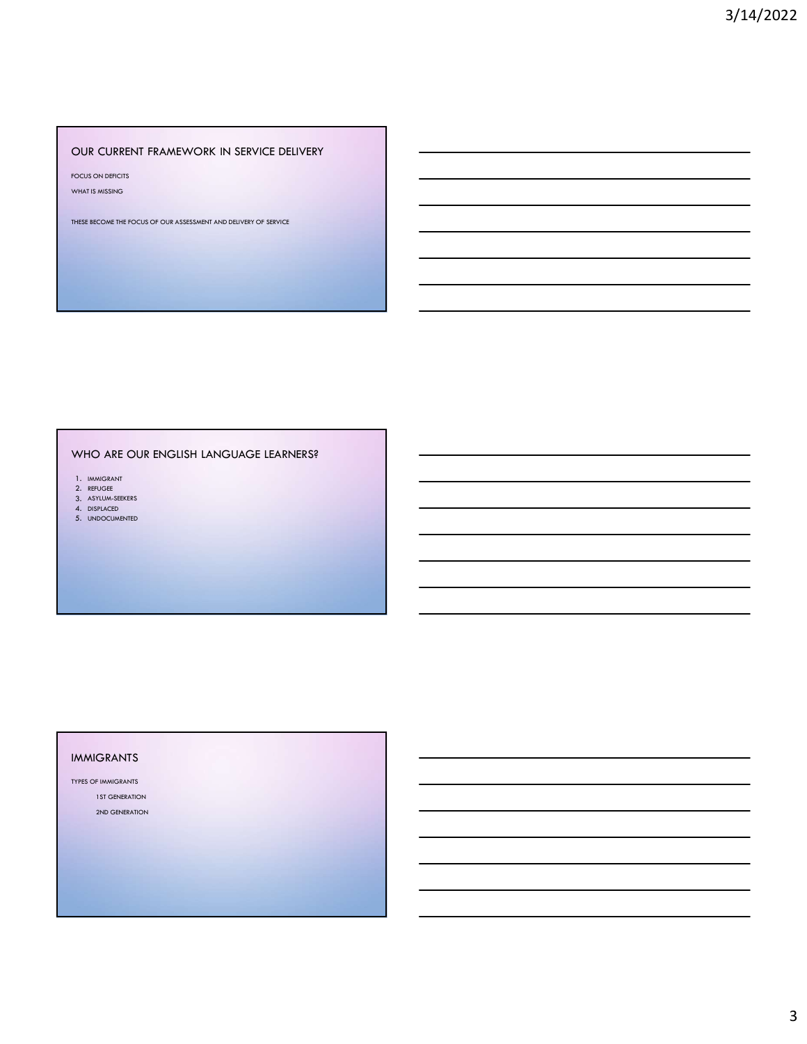## OUR CURRENT FRAMEWORK IN SERVICE DELIVERY

FOCUS ON DEFICITS

WHAT IS MISSING

THESE BECOME THE FOCUS OF OUR ASSESSMENT AND DELIVERY OF SERVICE

## WHO ARE OUR ENGLISH LANGUAGE LEARNERS?

1. IMMIGRANT
2. REFUGEE
3. ASYLUM-SEEKERS
4. DISPLACED
5. UNDOCUMENTED

## IMMIGRANTS

TYPES OF IMMIGRANTS

- 1ST GENERATION
- 2ND GENERATION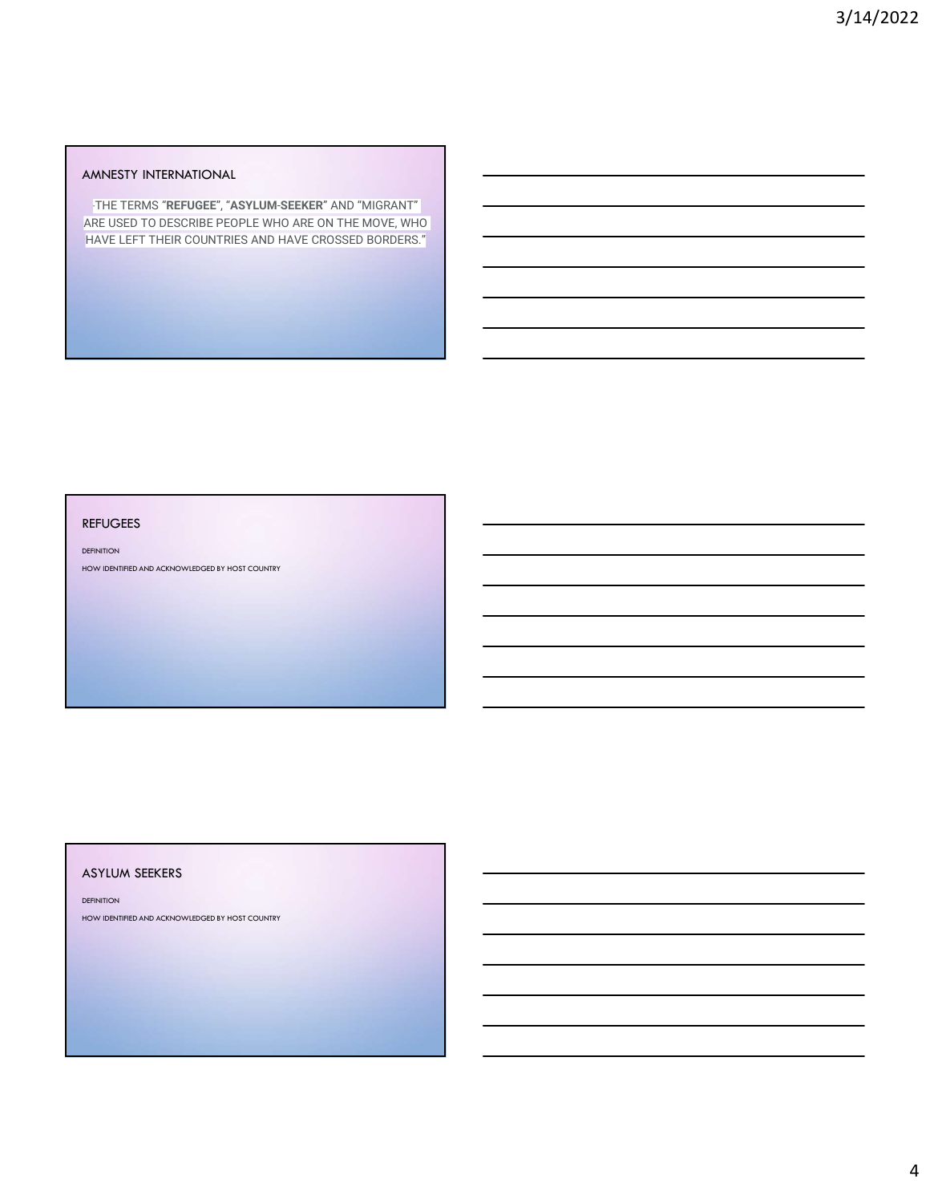## AMNESTY INTERNATIONAL

-THE TERMS "**REFUGEE**", "**ASYLUM-SEEKER**" AND "MIGRANT" ARE USED TO DESCRIBE PEOPLE WHO ARE ON THE MOVE, WHO HAVE LEFT THEIR COUNTRIES AND HAVE CROSSED BORDERS."

## REFUGEES

DEFINITION

HOW IDENTIFIED AND ACKNOWLEDGED BY HOST COUNTRY

## ASYLUM SEEKERS

DEFINITION

HOW IDENTIFIED AND ACKNOWLEDGED BY HOST COUNTRY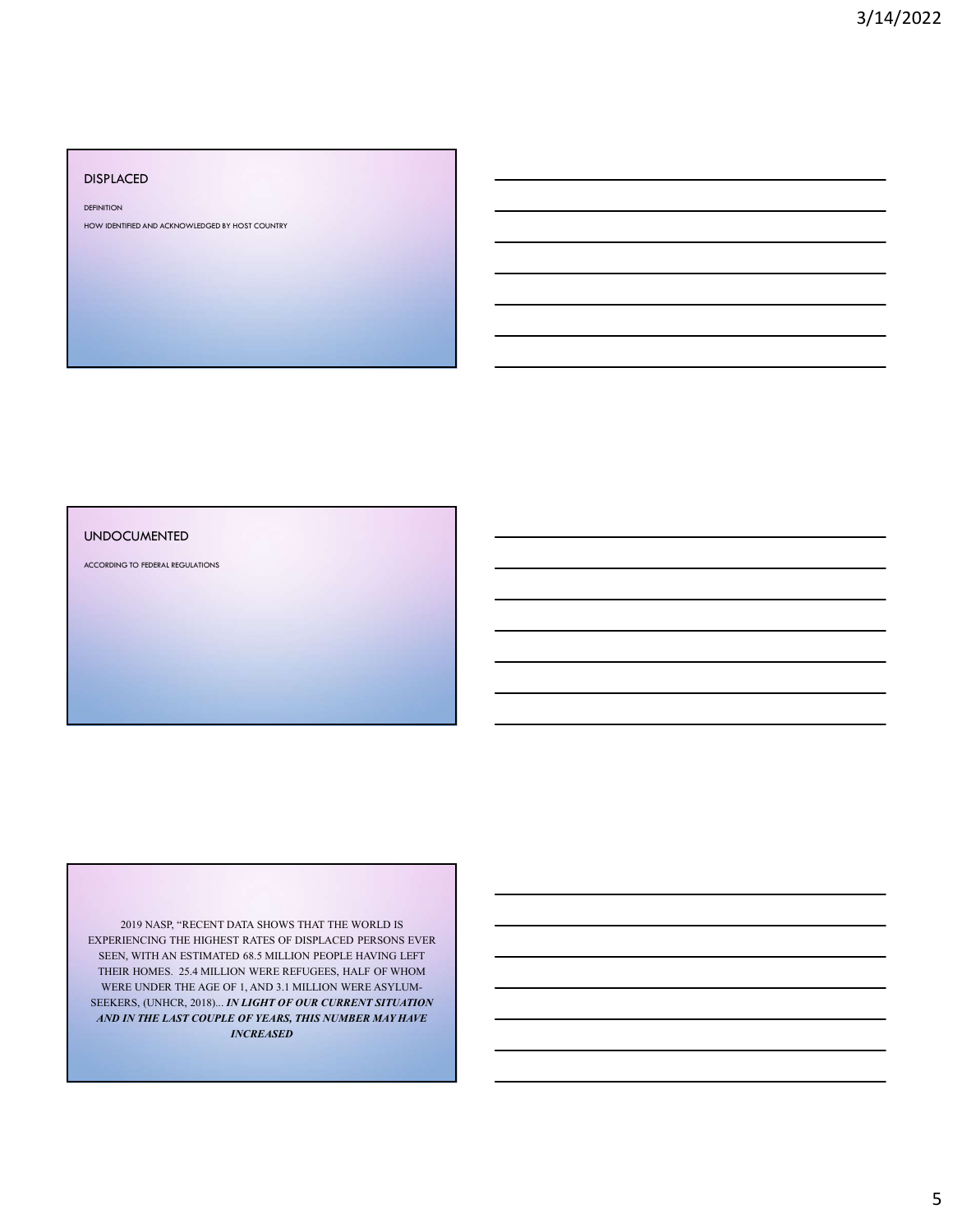## DISPLACED

DEFINITION

HOW IDENTIFIED AND ACKNOWLEDGED BY HOST COUNTRY

## UNDOCUMENTED

ACCORDING TO FEDERAL REGULATIONS

2019 NASP, "RECENT DATA SHOWS THAT THE WORLD IS EXPERIENCING THE HIGHEST RATES OF DISPLACED PERSONS EVER SEEN, WITH AN ESTIMATED 68.5 MILLION PEOPLE HAVING LEFT THEIR HOMES. 25.4 MILLION WERE REFUGEES, HALF OF WHOM WERE UNDER THE AGE OF 1, AND 3.1 MILLION WERE ASYLUM-SEEKERS, (UNHCR, 2018)... ***IN LIGHT OF OUR CURRENT SITUATION AND IN THE LAST COUPLE OF YEARS, THIS NUMBER MAY HAVE INCREASED***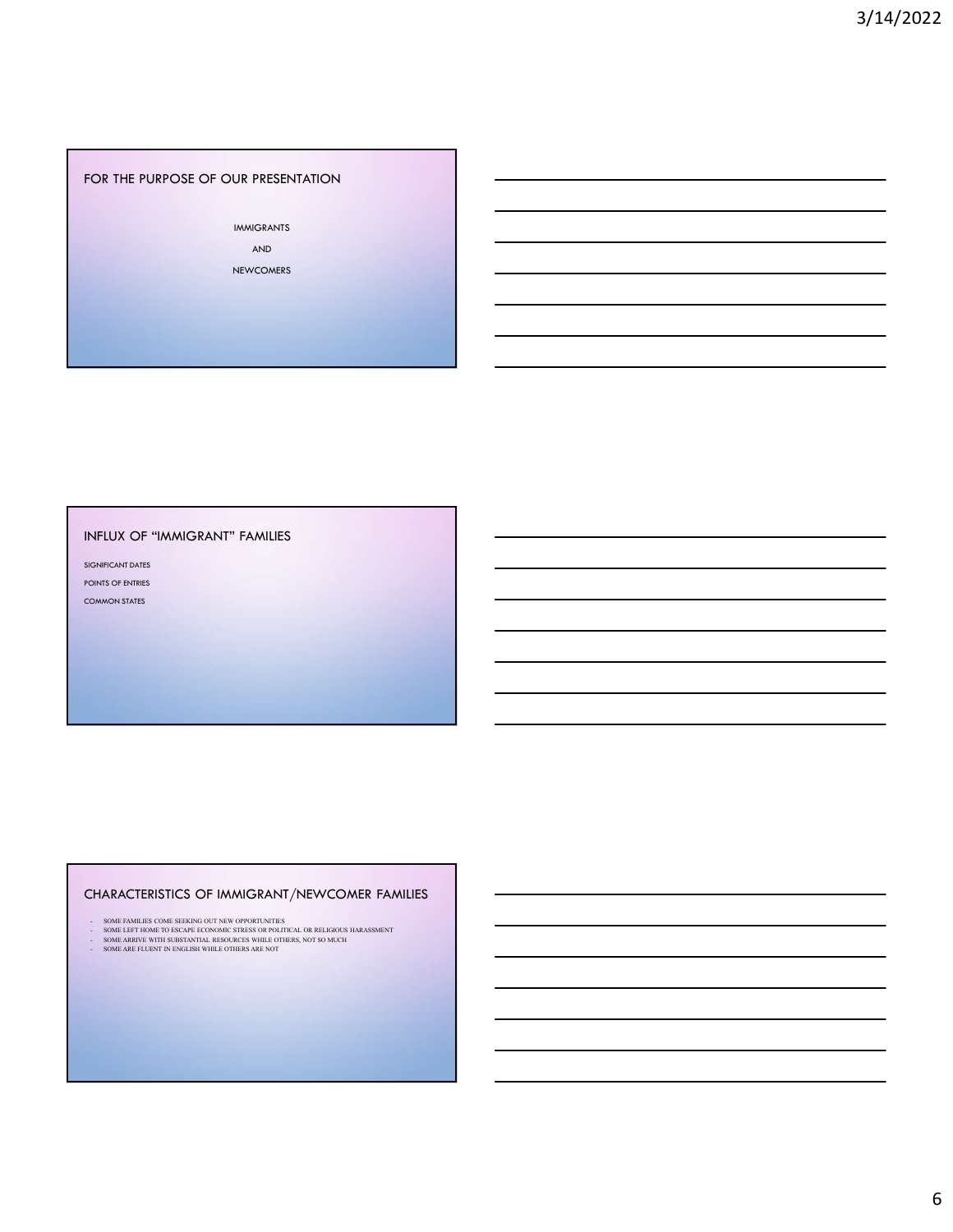## FOR THE PURPOSE OF OUR PRESENTATION

IMMIGRANTS

AND

NEWCOMERS

## INFLUX OF "IMMIGRANT" FAMILIES

SIGNIFICANT DATES

POINTS OF ENTRIES

COMMON STATES

## CHARACTERISTICS OF IMMIGRANT/NEWCOMER FAMILIES

- SOME FAMILIES COME SEEKING OUT NEW OPPORTUNITIES
- SOME LEFT HOME TO ESCAPE ECONOMIC STRESS OR POLITICAL OR RELIGIOUS HARASSMENT
- SOME ARRIVE WITH SUBSTANTIAL RESOURCES WHILE OTHERS, NOT SO MUCH
- SOME ARE FLUENT IN ENGLISH WHILE OTHERS ARE NOT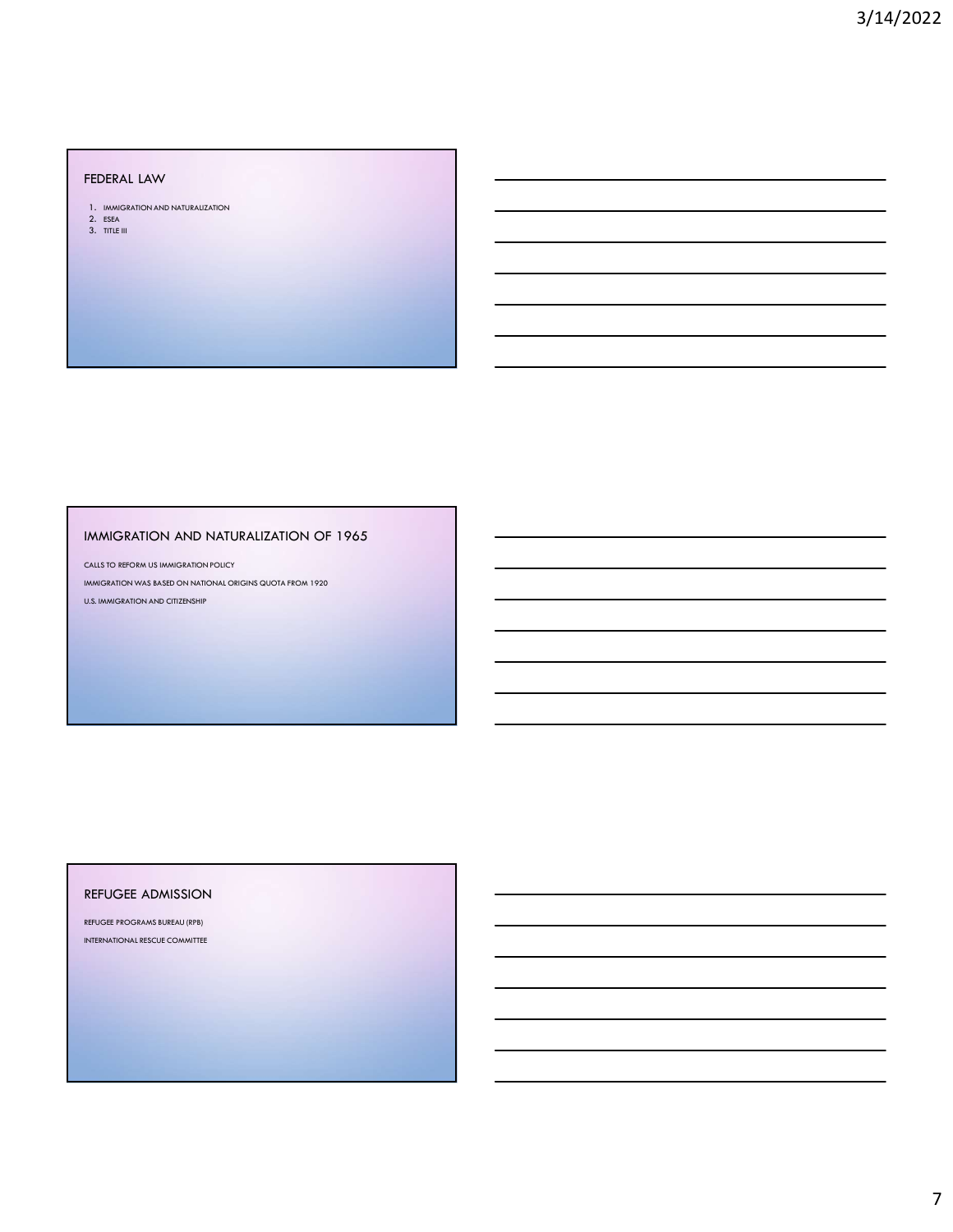## FEDERAL LAW

1. IMMIGRATION AND NATURALIZATION
2. ESEA
3. TITLE III

## IMMIGRATION AND NATURALIZATION OF 1965

CALLS TO REFORM US IMMIGRATION POLICY

IMMIGRATION WAS BASED ON NATIONAL ORIGINS QUOTA FROM 1920

U.S. IMMIGRATION AND CITIZENSHIP

## REFUGEE ADMISSION

REFUGEE PROGRAMS BUREAU (RPB)

INTERNATIONAL RESCUE COMMITTEE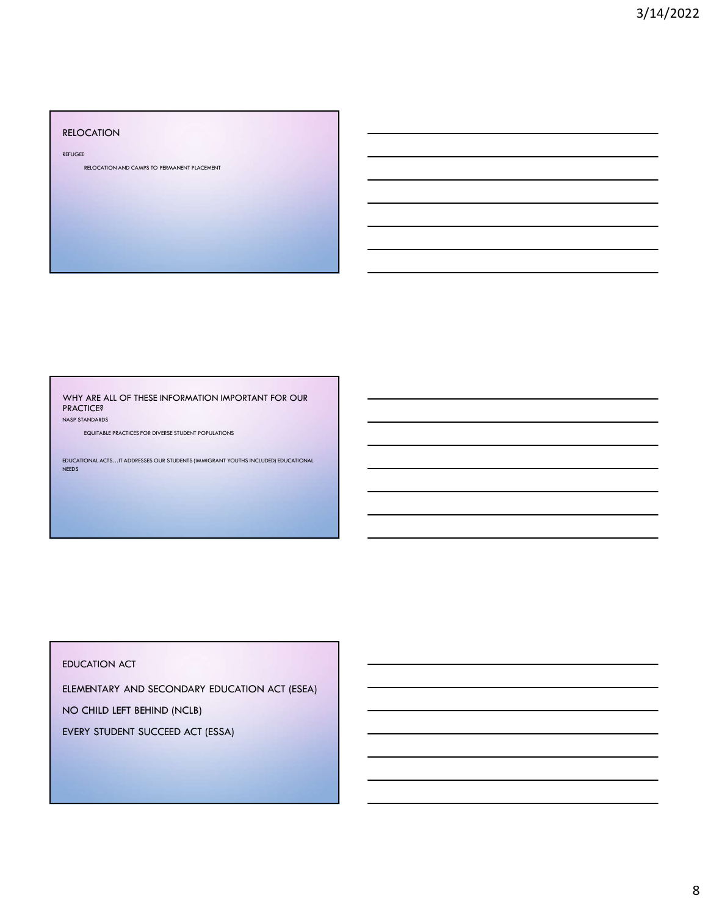## RELOCATION

REFUGEE

- RELOCATION AND CAMPS TO PERMANENT PLACEMENT

## WHY ARE ALL OF THESE INFORMATION IMPORTANT FOR OUR PRACTICE?

NASP STANDARDS

- EQUITABLE PRACTICES FOR DIVERSE STUDENT POPULATIONS

EDUCATIONAL ACTS…IT ADDRESSES OUR STUDENTS (IMMIGRANT YOUTHS INCLUDED) EDUCATIONAL NEEDS

## EDUCATION ACT

ELEMENTARY AND SECONDARY EDUCATION ACT (ESEA)

NO CHILD LEFT BEHIND (NCLB)

EVERY STUDENT SUCCEED ACT (ESSA)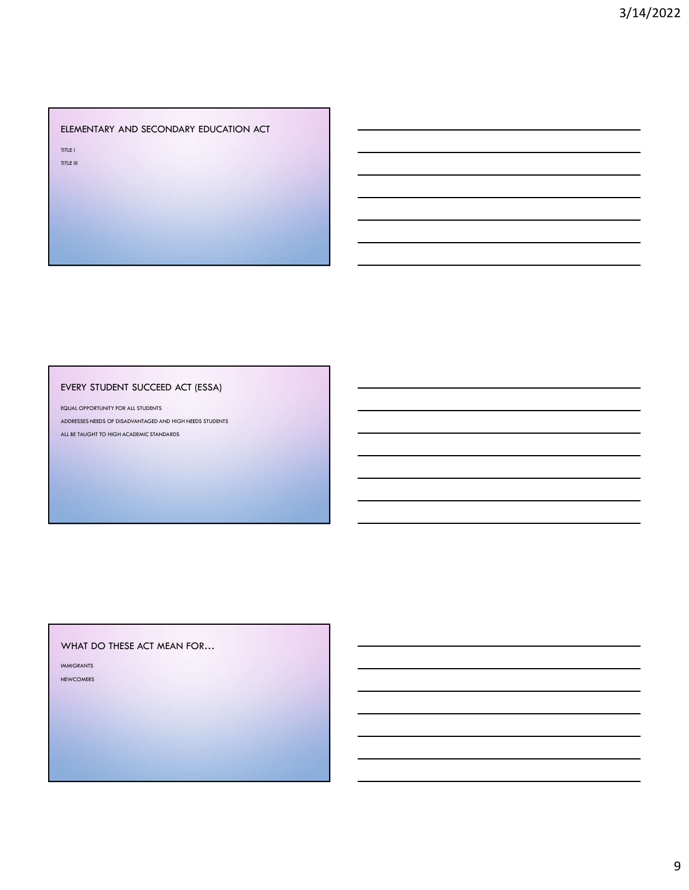## ELEMENTARY AND SECONDARY EDUCATION ACT

TITLE I

TITLE III

## EVERY STUDENT SUCCEED ACT (ESSA)

EQUAL OPPORTUNITY FOR ALL STUDENTS

ADDRESSES NEEDS OF DISADVANTAGED AND HIGH NEEDS STUDENTS

ALL BE TAUGHT TO HIGH ACADEMIC STANDARDS

## WHAT DO THESE ACT MEAN FOR…

IMMIGRANTS

NEWCOMERS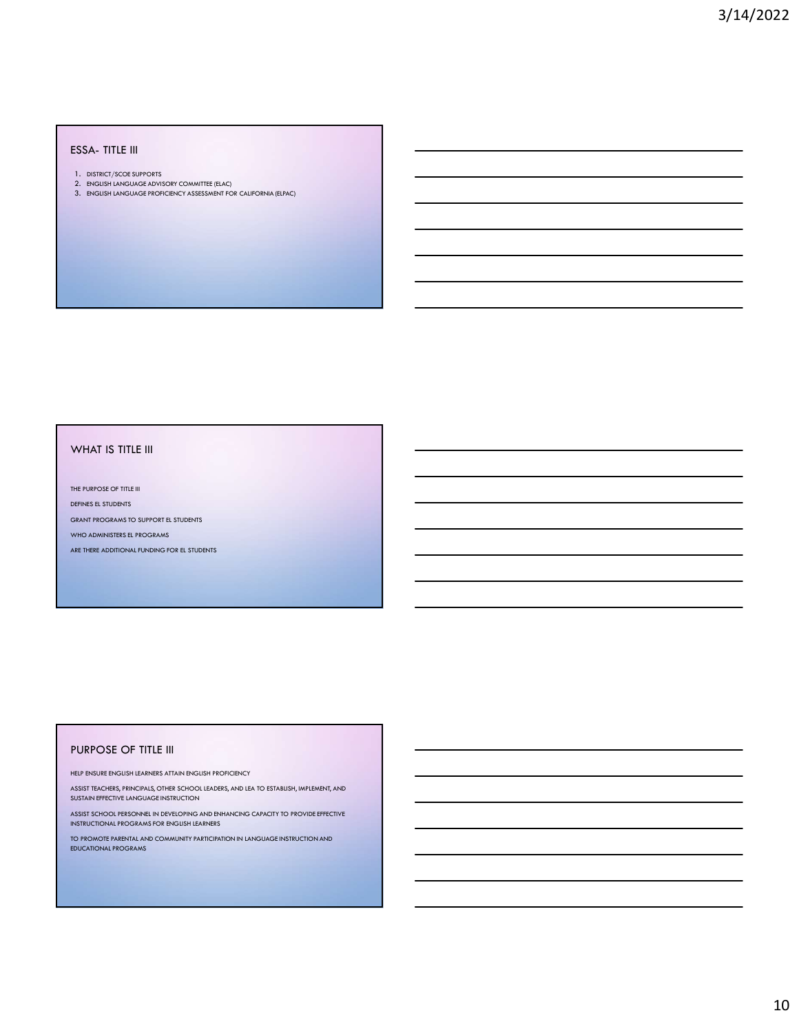## ESSA- TITLE III

1. DISTRICT/SCOE SUPPORTS
2. ENGLISH LANGUAGE ADVISORY COMMITTEE (ELAC)
3. ENGLISH LANGUAGE PROFICIENCY ASSESSMENT FOR CALIFORNIA (ELPAC)

## WHAT IS TITLE III

THE PURPOSE OF TITLE III

DEFINES EL STUDENTS

GRANT PROGRAMS TO SUPPORT EL STUDENTS

WHO ADMINISTERS EL PROGRAMS

ARE THERE ADDITIONAL FUNDING FOR EL STUDENTS

## PURPOSE OF TITLE III

HELP ENSURE ENGLISH LEARNERS ATTAIN ENGLISH PROFICIENCY

ASSIST TEACHERS, PRINCIPALS, OTHER SCHOOL LEADERS, AND LEA TO ESTABLISH, IMPLEMENT, AND SUSTAIN EFFECTIVE LANGUAGE INSTRUCTION

ASSIST SCHOOL PERSONNEL IN DEVELOPING AND ENHANCING CAPACITY TO PROVIDE EFFECTIVE INSTRUCTIONAL PROGRAMS FOR ENGLISH LEARNERS

TO PROMOTE PARENTAL AND COMMUNITY PARTICIPATION IN LANGUAGE INSTRUCTION AND EDUCATIONAL PROGRAMS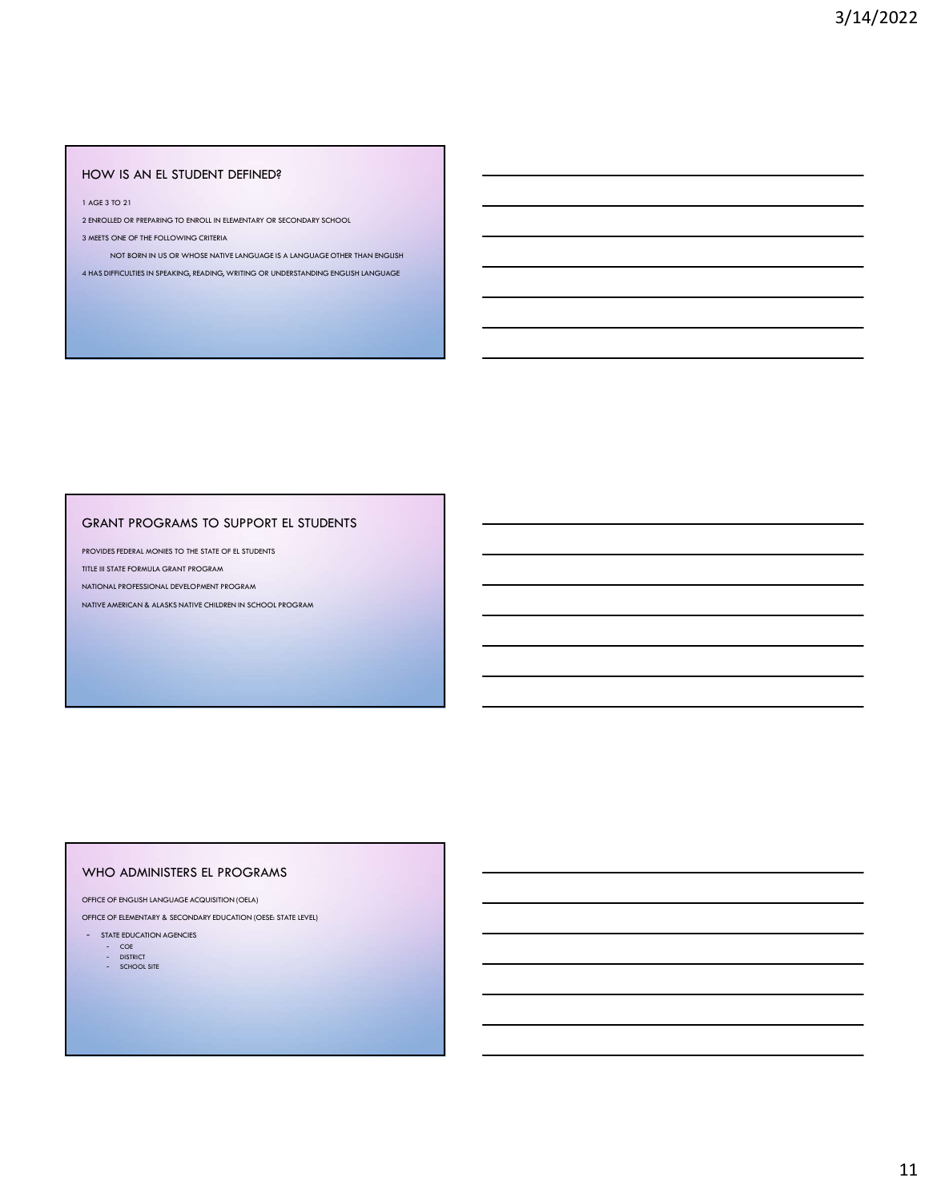## HOW IS AN EL STUDENT DEFINED?

1 AGE 3 TO 21

2 ENROLLED OR PREPARING TO ENROLL IN ELEMENTARY OR SECONDARY SCHOOL

3 MEETS ONE OF THE FOLLOWING CRITERIA

NOT BORN IN US OR WHOSE NATIVE LANGUAGE IS A LANGUAGE OTHER THAN ENGLISH

4 HAS DIFFICULTIES IN SPEAKING, READING, WRITING OR UNDERSTANDING ENGLISH LANGUAGE

## GRANT PROGRAMS TO SUPPORT EL STUDENTS

PROVIDES FEDERAL MONIES TO THE STATE OF EL STUDENTS

TITLE III STATE FORMULA GRANT PROGRAM

NATIONAL PROFESSIONAL DEVELOPMENT PROGRAM

NATIVE AMERICAN & ALASKS NATIVE CHILDREN IN SCHOOL PROGRAM

## WHO ADMINISTERS EL PROGRAMS

OFFICE OF ENGLISH LANGUAGE ACQUISITION (OELA)

OFFICE OF ELEMENTARY & SECONDARY EDUCATION (OESE: STATE LEVEL)

- STATE EDUCATION AGENCIES
  - COE
  - DISTRICT
  - SCHOOL SITE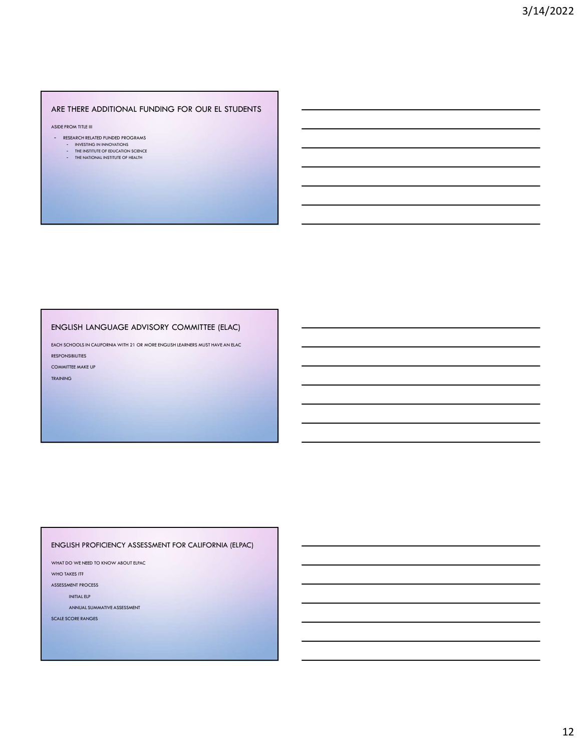## ARE THERE ADDITIONAL FUNDING FOR OUR EL STUDENTS

ASIDE FROM TITLE III

- RESEARCH RELATED FUNDED PROGRAMS
  - INVESTING IN INNOVATIONS
  - THE INSTITUTE OF EDUCATION SCIENCE
  - THE NATIONAL INSTITUTE OF HEALTH

## ENGLISH LANGUAGE ADVISORY COMMITTEE (ELAC)

EACH SCHOOLS IN CALIFORNIA WITH 21 OR MORE ENGLISH LEARNERS MUST HAVE AN ELAC

RESPONSIBILITIES

COMMITTEE MAKE UP

TRAINING

## ENGLISH PROFICIENCY ASSESSMENT FOR CALIFORNIA (ELPAC)

WHAT DO WE NEED TO KNOW ABOUT ELPAC

WHO TAKES IT?

ASSESSMENT PROCESS

INITIAL ELP

ANNUAL SUMMATIVE ASSESSMENT

SCALE SCORE RANGES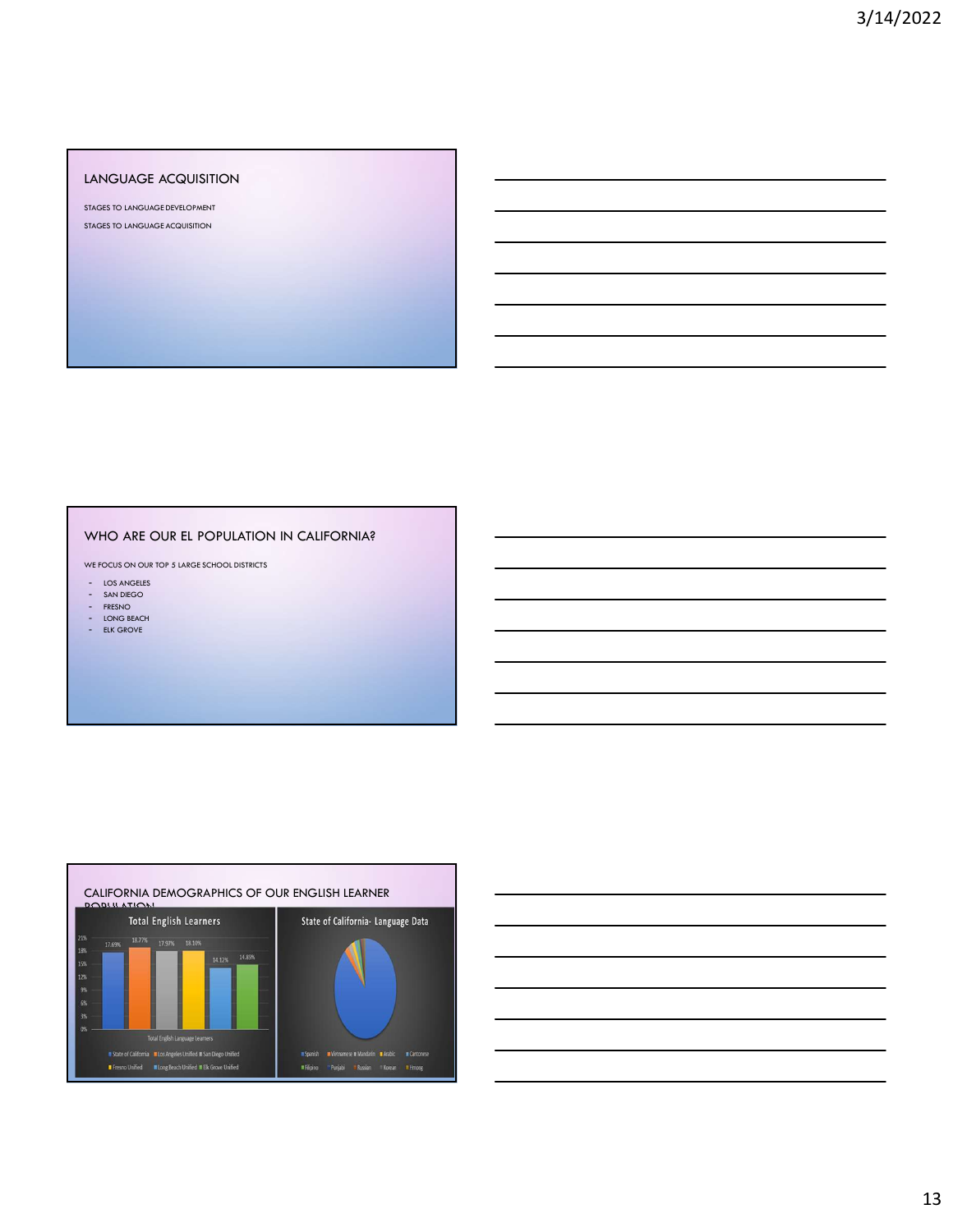## LANGUAGE ACQUISITION

STAGES TO LANGUAGE DEVELOPMENT

STAGES TO LANGUAGE ACQUISITION

## WHO ARE OUR EL POPULATION IN CALIFORNIA?

WE FOCUS ON OUR TOP 5 LARGE SCHOOL DISTRICTS

- LOS ANGELES
- SAN DIEGO
- FRESNO
- LONG BEACH
- ELK GROVE

## CALIFORNIA DEMOGRAPHICS OF OUR ENGLISH LEARNER POPULATION

Total English Learners

| | State of California | Los Angeles Unified | San Diego Unified | Fresno Unified | Long Beach Unified | Elk Grove Unified |
|---|---|---|---|---|---|---|
| Total English Language Learners | 17.69% | 18.77% | 17.97% | 18.10% | 14.12% | 14.89% |

State of California- Language Data

Spanish, Vietnamese, Mandarin, Arabic, Cantonese, Filipino, Punjabi, Russian, Korean, Hmong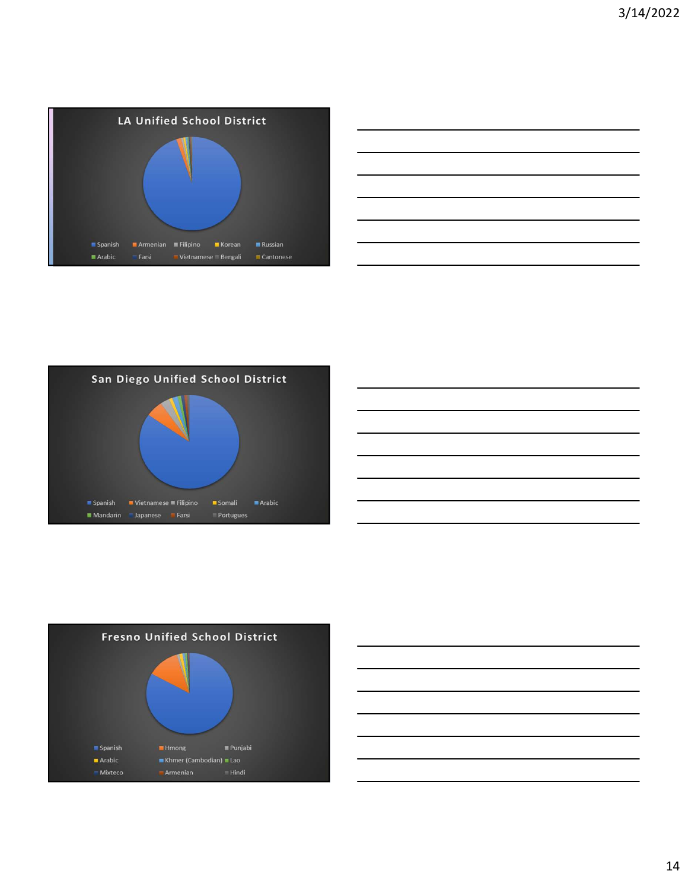## LA Unified School District

Spanish, Armenian, Filipino, Korean, Russian, Arabic, Farsi, Vietnamese, Bengali, Cantonese

## San Diego Unified School District

Spanish, Vietnamese, Filipino, Somali, Arabic, Mandarin, Japanese, Farsi, Portugues

## Fresno Unified School District

Spanish, Hmong, Punjabi, Arabic, Khmer (Cambodian), Lao, Mixteco, Armenian, Hindi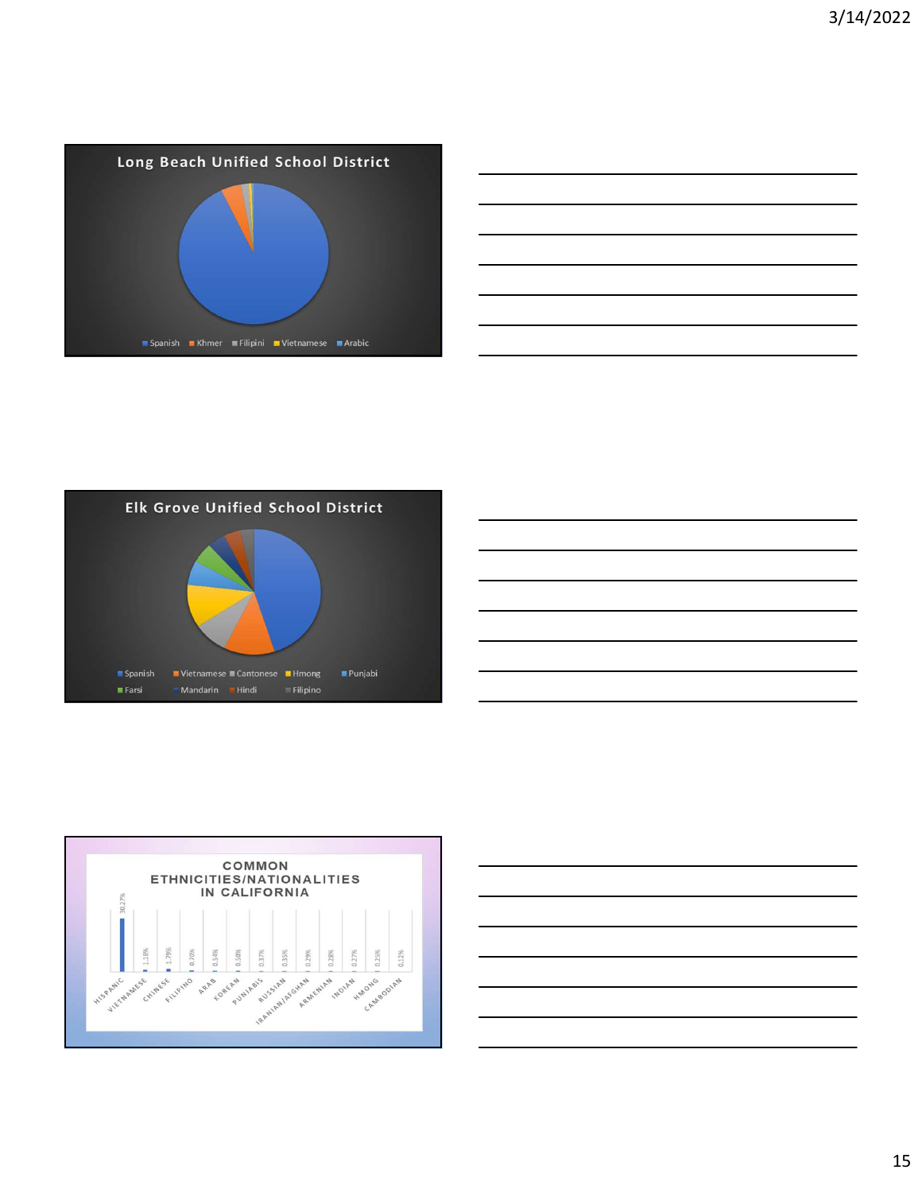## Long Beach Unified School District

Spanish | Khmer | Filipini | Vietnamese | Arabic

## Elk Grove Unified School District

Spanish | Vietnamese | Cantonese | Hmong | Punjabi | Farsi | Mandarin | Hindi | Filipino

## COMMON ETHNICITIES/NATIONALITIES IN CALIFORNIA

| Ethnicity/Nationality | Percentage |
|---|---|
| HISPANIC | 30.27% |
| VIETNAMESE | 1.18% |
| CHINESE | 1.79% |
| FILIPINO | 0.70% |
| ARAB | 0.54% |
| KOREAN | 0.50% |
| PUNJABIS | 0.37% |
| RUSSIAN | 0.35% |
| IRANIAN/AFGHAN | 0.29% |
| ARMENIAN | 0.28% |
| INDIAN | 0.27% |
| HMONG | 0.25% |
| CAMBODIAN | 0.12% |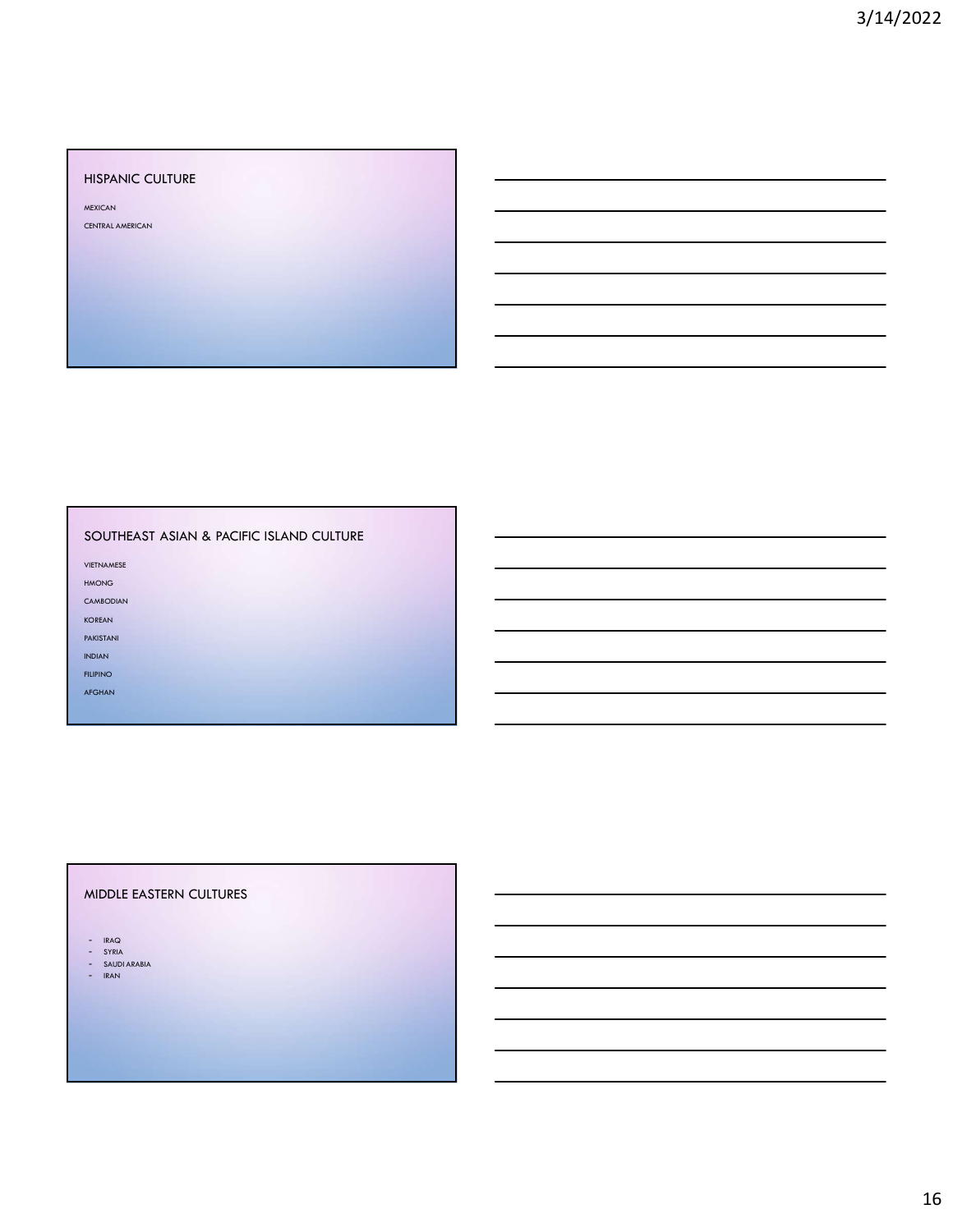## HISPANIC CULTURE

MEXICAN

CENTRAL AMERICAN

## SOUTHEAST ASIAN & PACIFIC ISLAND CULTURE

VIETNAMESE

HMONG

CAMBODIAN

KOREAN

PAKISTANI

INDIAN

FILIPINO

AFGHAN

## MIDDLE EASTERN CULTURES

- IRAQ
- SYRIA
- SAUDI ARABIA
- IRAN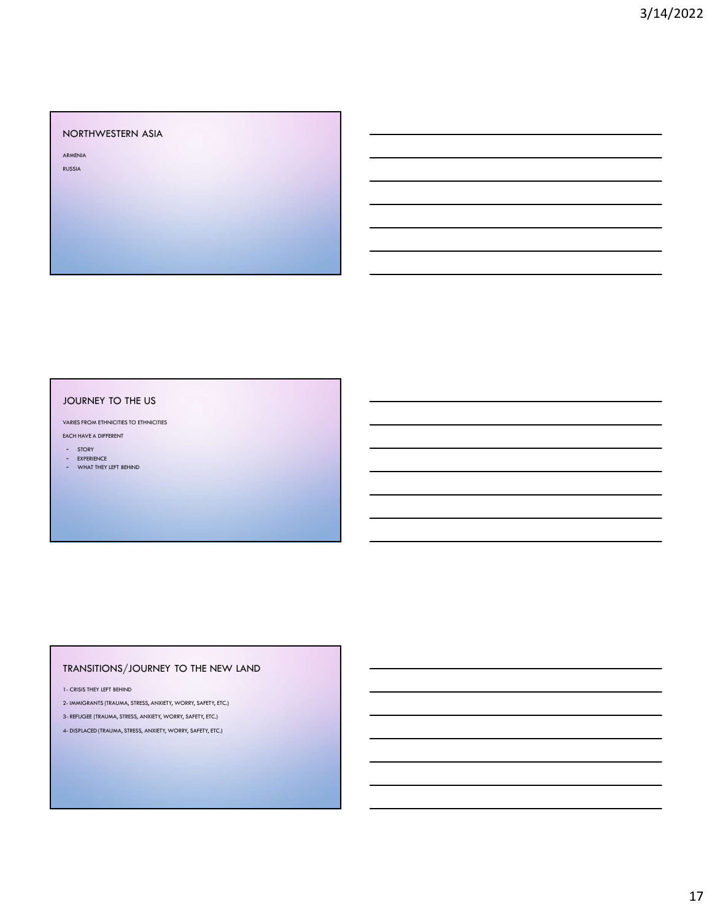## NORTHWESTERN ASIA

ARMENIA

RUSSIA

## JOURNEY TO THE US

VARIES FROM ETHNICITIES TO ETHNICITIES

EACH HAVE A DIFFERENT

- STORY
- EXPERIENCE
- WHAT THEY LEFT BEHIND

## TRANSITIONS/JOURNEY TO THE NEW LAND

1- CRISIS THEY LEFT BEHIND

2- IMMIGRANTS (TRAUMA, STRESS, ANXIETY, WORRY, SAFETY, ETC.)

3- REFUGEE (TRAUMA, STRESS, ANXIETY, WORRY, SAFETY, ETC.)

4- DISPLACED (TRAUMA, STRESS, ANXIETY, WORRY, SAFETY, ETC.)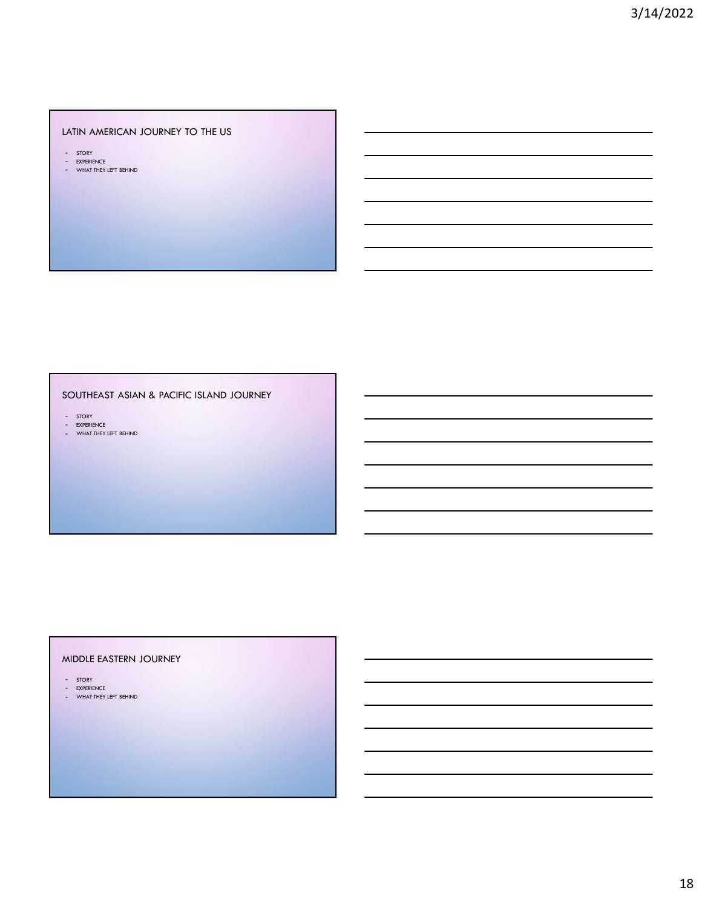## LATIN AMERICAN JOURNEY TO THE US

- STORY
- EXPERIENCE
- WHAT THEY LEFT BEHIND

## SOUTHEAST ASIAN & PACIFIC ISLAND JOURNEY

- STORY
- EXPERIENCE
- WHAT THEY LEFT BEHIND

## MIDDLE EASTERN JOURNEY

- STORY
- EXPERIENCE
- WHAT THEY LEFT BEHIND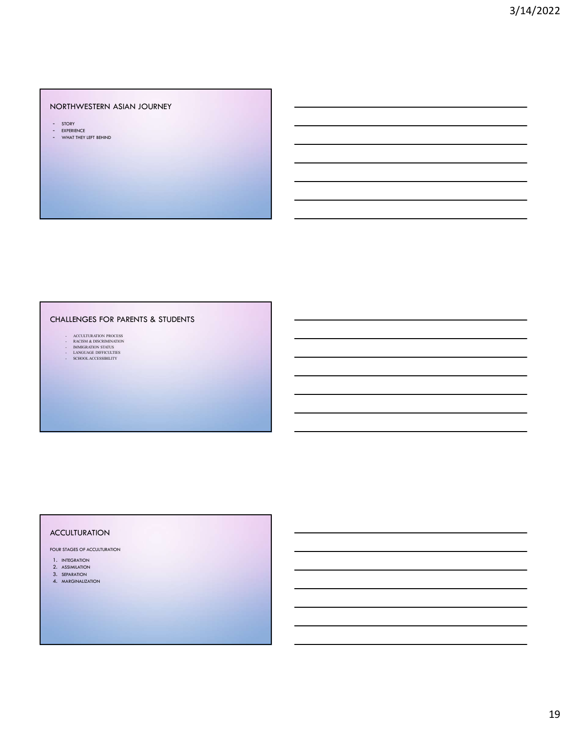## NORTHWESTERN ASIAN JOURNEY

- STORY
- EXPERIENCE
- WHAT THEY LEFT BEHIND

## CHALLENGES FOR PARENTS & STUDENTS

- ACCULTURATION PROCESS
- RACISM & DISCRIMINATION
- IMMIGRATION STATUS
- LANGUAGE DIFFICULTIES
- SCHOOL ACCESSIBILITY

## ACCULTURATION

FOUR STAGES OF ACCULTURATION

1. INTEGRATION
2. ASSIMILATION
3. SEPARATION
4. MARGINALIZATION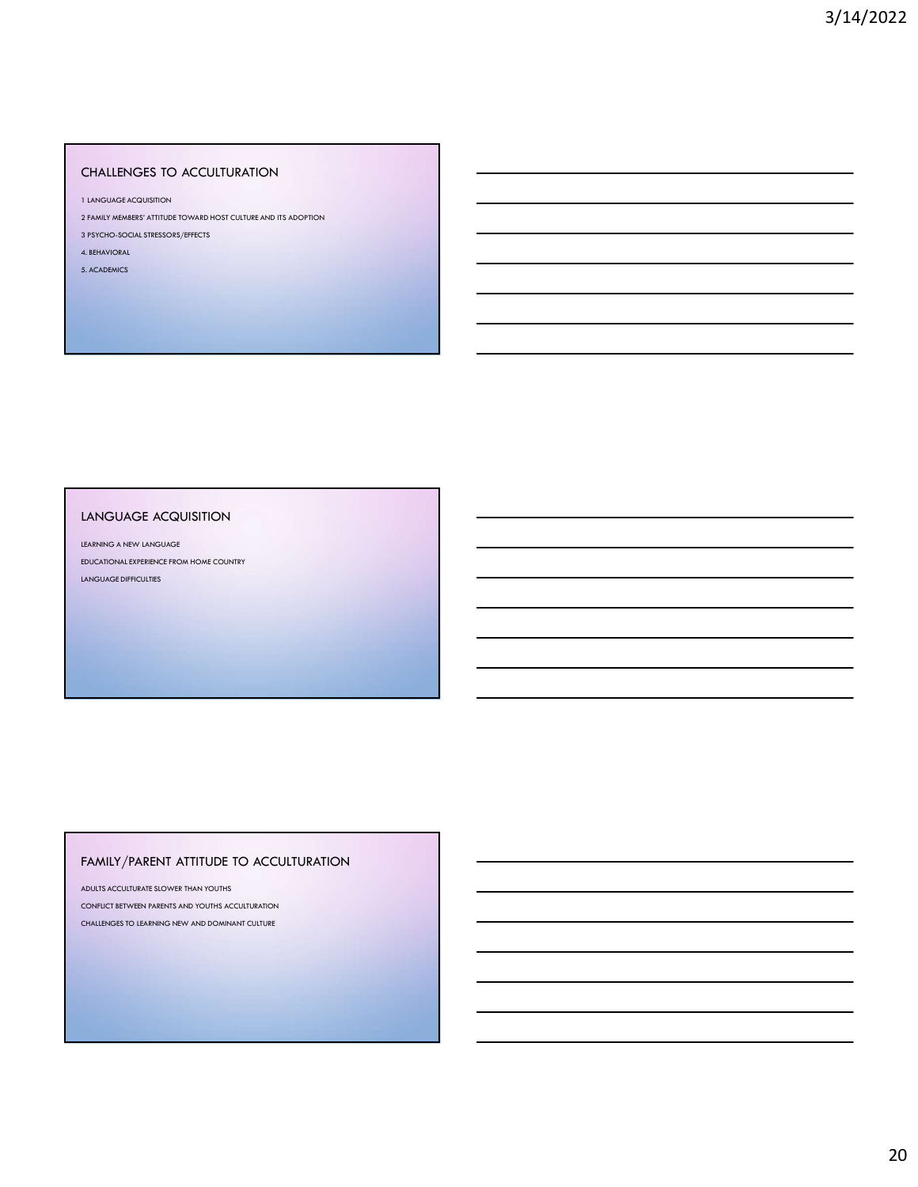## CHALLENGES TO ACCULTURATION

1 LANGUAGE ACQUISITION

2 FAMILY MEMBERS' ATTITUDE TOWARD HOST CULTURE AND ITS ADOPTION

3 PSYCHO-SOCIAL STRESSORS/EFFECTS

4. BEHAVIORAL

5. ACADEMICS

## LANGUAGE ACQUISITION

LEARNING A NEW LANGUAGE

EDUCATIONAL EXPERIENCE FROM HOME COUNTRY

LANGUAGE DIFFICULTIES

## FAMILY/PARENT ATTITUDE TO ACCULTURATION

ADULTS ACCULTURATE SLOWER THAN YOUTHS

CONFLICT BETWEEN PARENTS AND YOUTHS ACCULTURATION

CHALLENGES TO LEARNING NEW AND DOMINANT CULTURE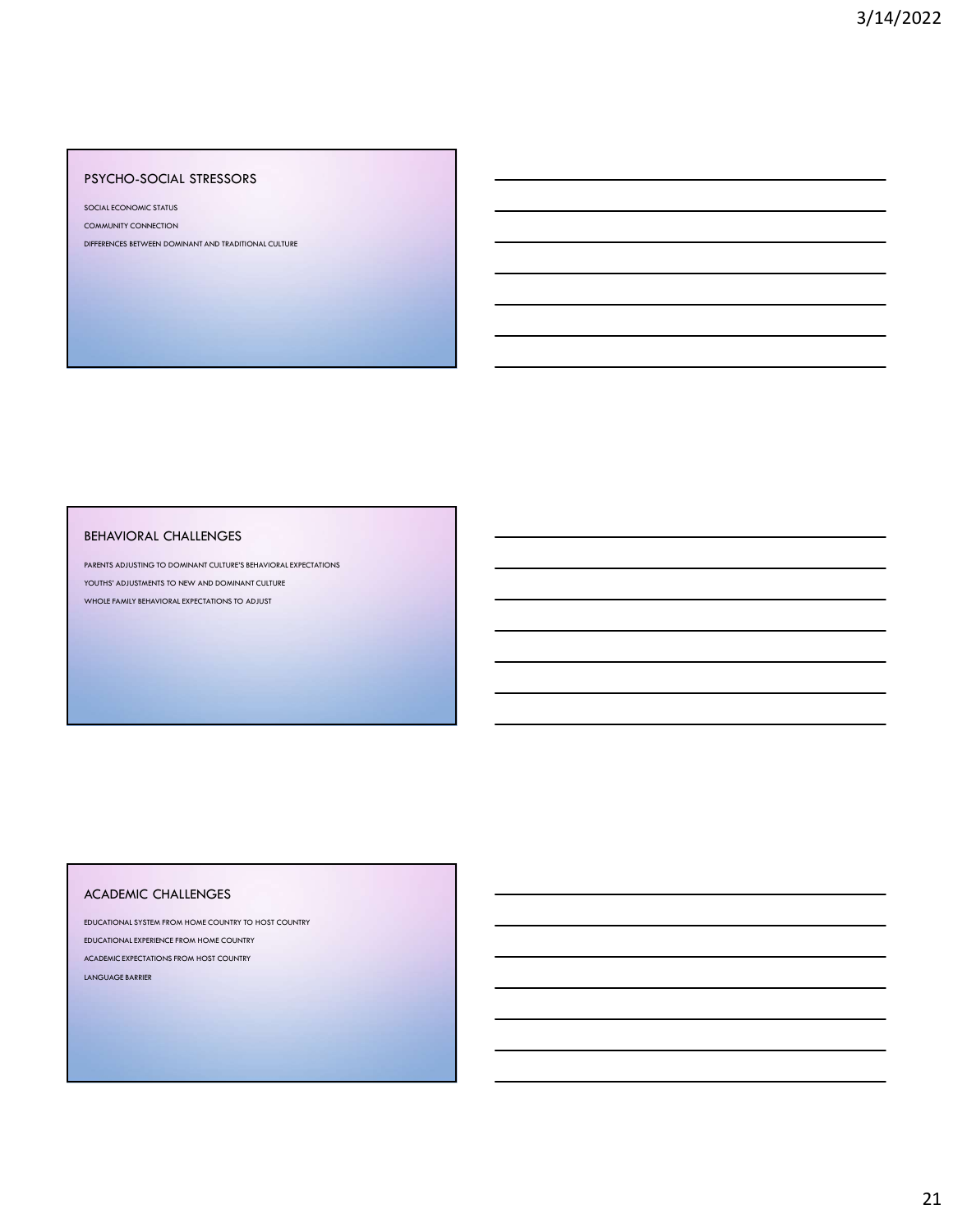## PSYCHO-SOCIAL STRESSORS

SOCIAL ECONOMIC STATUS

COMMUNITY CONNECTION

DIFFERENCES BETWEEN DOMINANT AND TRADITIONAL CULTURE

## BEHAVIORAL CHALLENGES

PARENTS ADJUSTING TO DOMINANT CULTURE'S BEHAVIORAL EXPECTATIONS

YOUTHS' ADJUSTMENTS TO NEW AND DOMINANT CULTURE

WHOLE FAMILY BEHAVIORAL EXPECTATIONS TO ADJUST

## ACADEMIC CHALLENGES

EDUCATIONAL SYSTEM FROM HOME COUNTRY TO HOST COUNTRY

EDUCATIONAL EXPERIENCE FROM HOME COUNTRY

ACADEMIC EXPECTATIONS FROM HOST COUNTRY

LANGUAGE BARRIER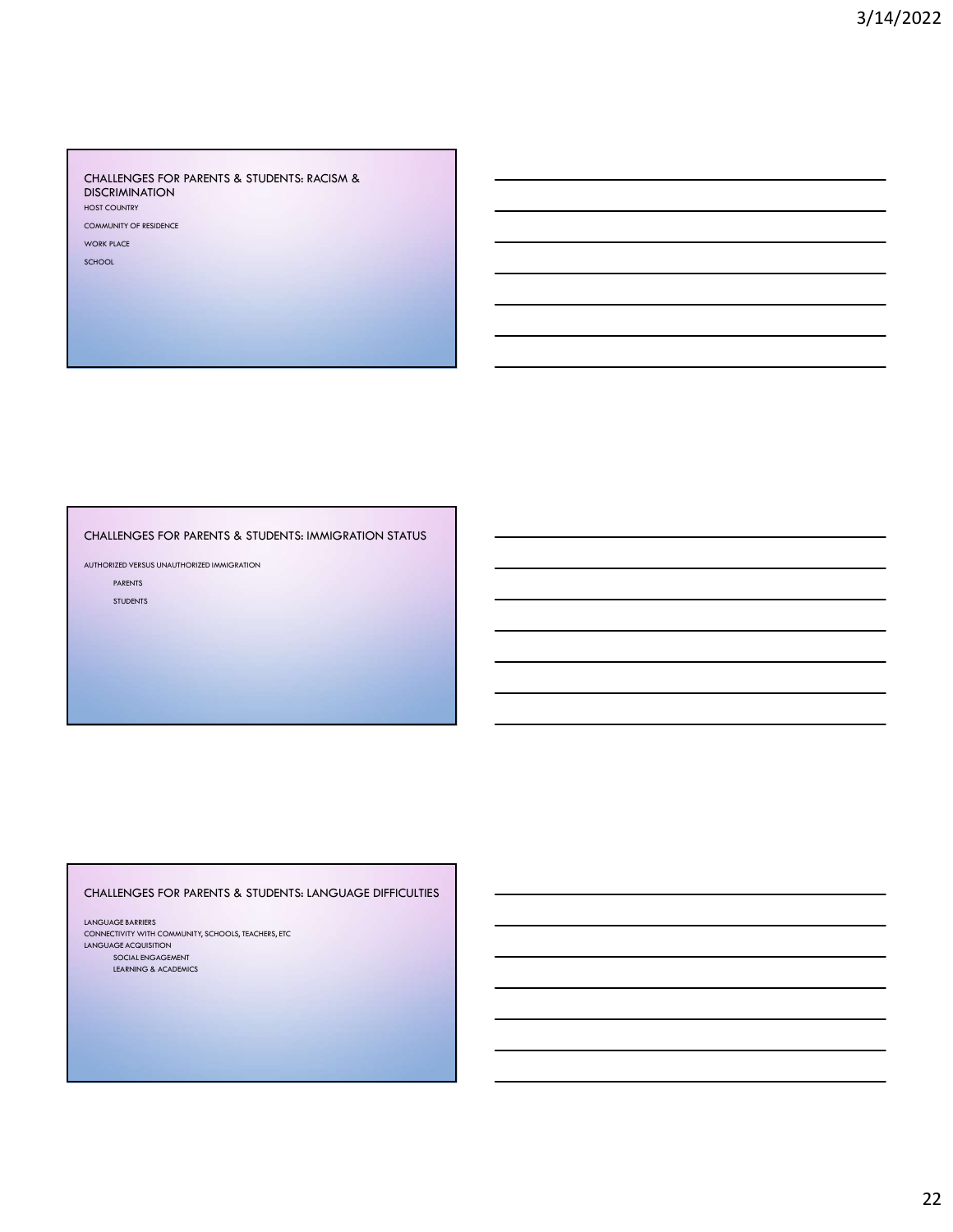## CHALLENGES FOR PARENTS & STUDENTS: RACISM & DISCRIMINATION

HOST COUNTRY

COMMUNITY OF RESIDENCE

WORK PLACE

SCHOOL

## CHALLENGES FOR PARENTS & STUDENTS: IMMIGRATION STATUS

AUTHORIZED VERSUS UNAUTHORIZED IMMIGRATION

- PARENTS
- STUDENTS

## CHALLENGES FOR PARENTS & STUDENTS: LANGUAGE DIFFICULTIES

LANGUAGE BARRIERS

CONNECTIVITY WITH COMMUNITY, SCHOOLS, TEACHERS, ETC

LANGUAGE ACQUISITION

- SOCIAL ENGAGEMENT
- LEARNING & ACADEMICS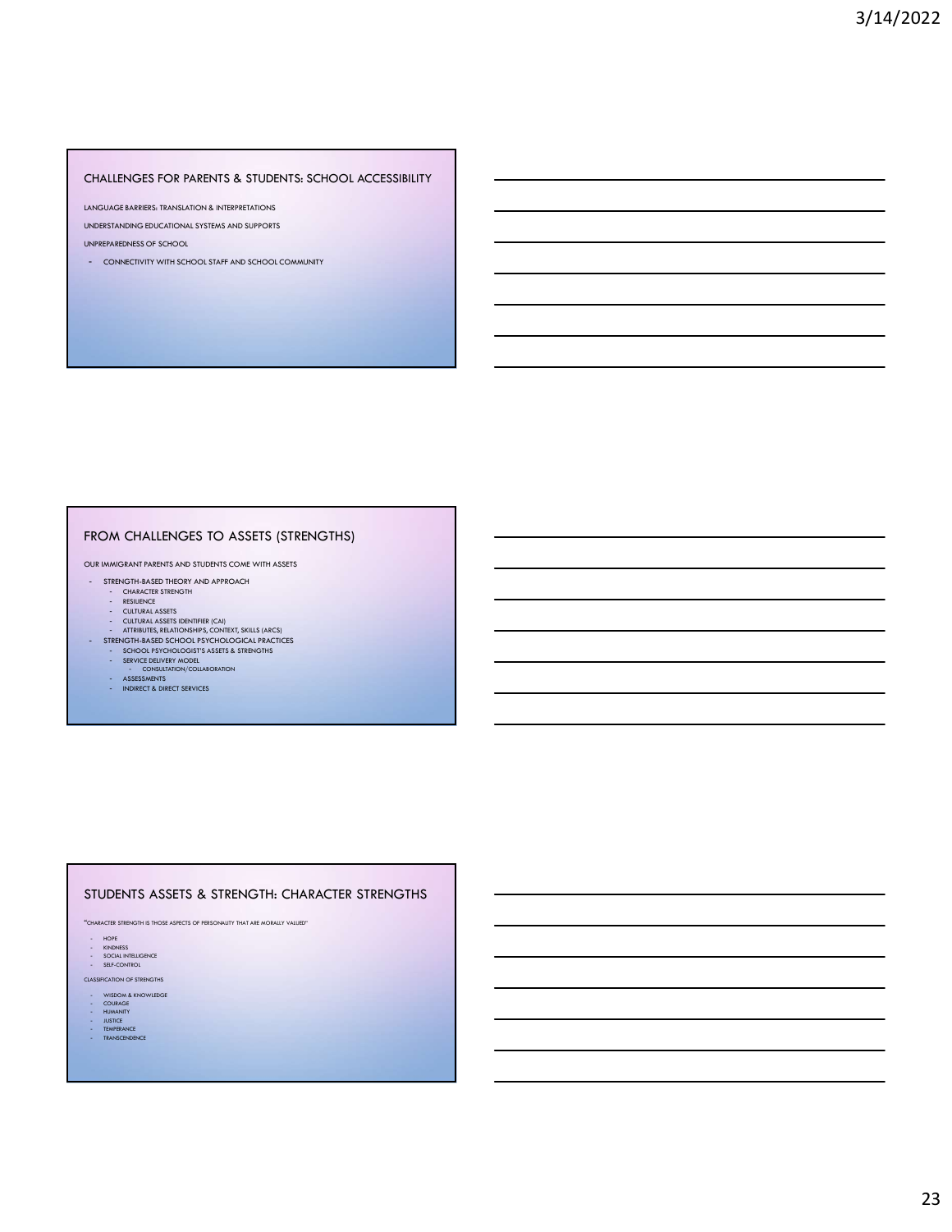## CHALLENGES FOR PARENTS & STUDENTS: SCHOOL ACCESSIBILITY

LANGUAGE BARRIERS: TRANSLATION & INTERPRETATIONS

UNDERSTANDING EDUCATIONAL SYSTEMS AND SUPPORTS

UNPREPAREDNESS OF SCHOOL

- CONNECTIVITY WITH SCHOOL STAFF AND SCHOOL COMMUNITY

## FROM CHALLENGES TO ASSETS (STRENGTHS)

OUR IMMIGRANT PARENTS AND STUDENTS COME WITH ASSETS

- STRENGTH-BASED THEORY AND APPROACH
  - CHARACTER STRENGTH
  - RESILIENCE
  - CULTURAL ASSETS
  - CULTURAL ASSETS IDENTIFIER (CAI)
  - ATTRIBUTES, RELATIONSHIPS, CONTEXT, SKILLS (ARCS)
- STRENGTH-BASED SCHOOL PSYCHOLOGICAL PRACTICES
  - SCHOOL PSYCHOLOGIST'S ASSETS & STRENGTHS
  - SERVICE DELIVERY MODEL
    - CONSULTATION/COLLABORATION
  - ASSESSMENTS
  - INDIRECT & DIRECT SERVICES

## STUDENTS ASSETS & STRENGTH: CHARACTER STRENGTHS

"CHARACTER STRENGTH IS THOSE ASPECTS OF PERSONALITY THAT ARE MORALLY VALUED"

- HOPE
- KINDNESS
- SOCIAL INTELLIGENCE
- SELF-CONTROL

CLASSIFICATION OF STRENGTHS

- WISDOM & KNOWLEDGE
- COURAGE
- HUMANITY
- JUSTICE
- TEMPERANCE
- TRANSCENDENCE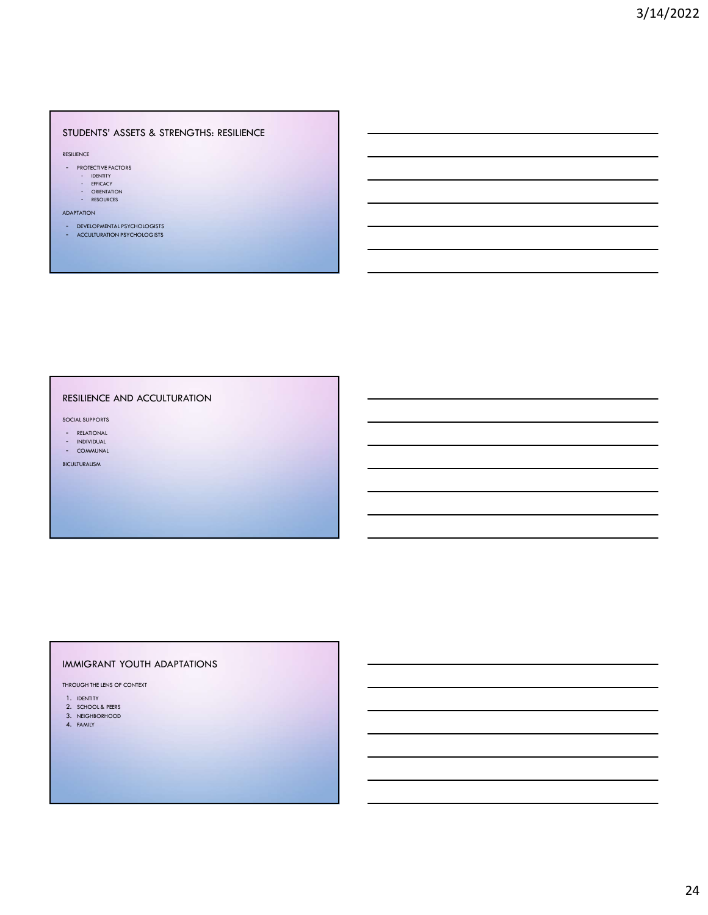## STUDENTS' ASSETS & STRENGTHS: RESILIENCE

RESILIENCE

- PROTECTIVE FACTORS
  - IDENTITY
  - EFFICACY
  - ORIENTATION
  - RESOURCES

ADAPTATION

- DEVELOPMENTAL PSYCHOLOGISTS
- ACCULTURATION PSYCHOLOGISTS

## RESILIENCE AND ACCULTURATION

SOCIAL SUPPORTS

- RELATIONAL
- INDIVIDUAL
- COMMUNAL

BICULTURALISM

## IMMIGRANT YOUTH ADAPTATIONS

THROUGH THE LENS OF CONTEXT

1. IDENTITY
2. SCHOOL & PEERS
3. NEIGHBORHOOD
4. FAMILY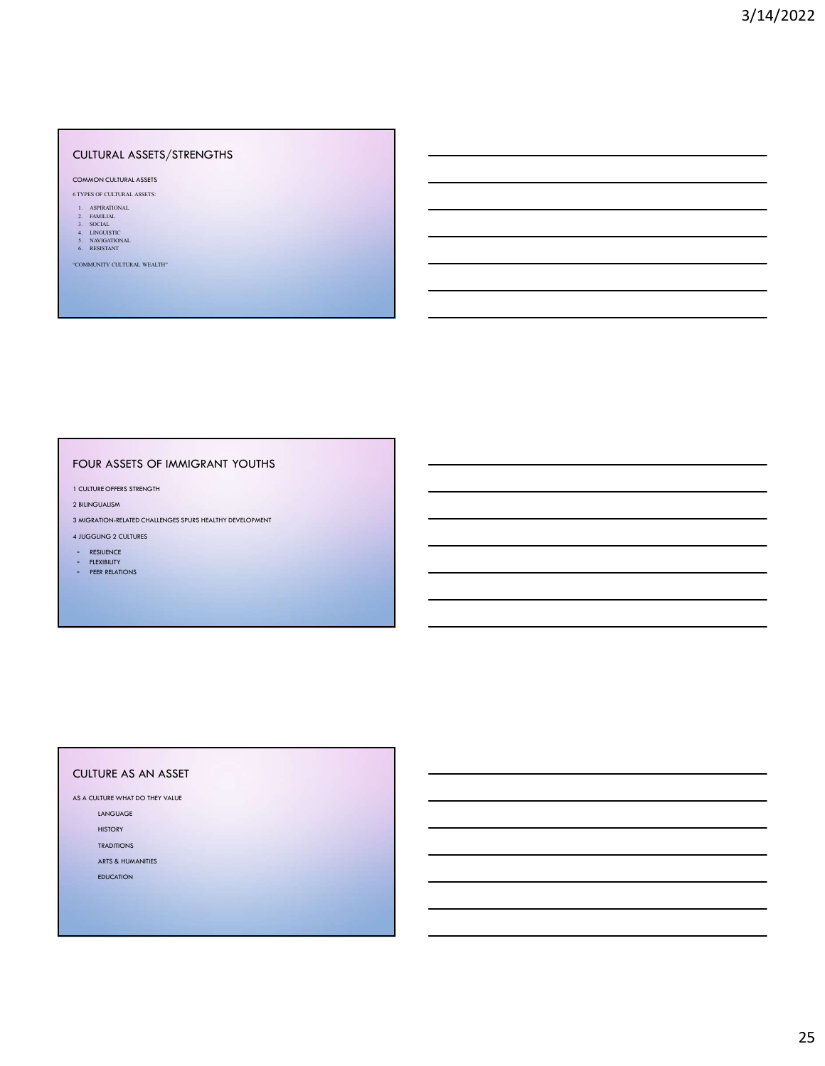## CULTURAL ASSETS/STRENGTHS

COMMON CULTURAL ASSETS

6 TYPES OF CULTURAL ASSETS:

1. ASPIRATIONAL
2. FAMILIAL
3. SOCIAL
4. LINGUISTIC
5. NAVIGATIONAL
6. RESISTANT

"COMMUNITY CULTURAL WEALTH"

## FOUR ASSETS OF IMMIGRANT YOUTHS

1 CULTURE OFFERS STRENGTH

2 BILINGUALISM

3 MIGRATION-RELATED CHALLENGES SPURS HEALTHY DEVELOPMENT

4 JUGGLING 2 CULTURES

- RESILIENCE
- FLEXIBILITY
- PEER RELATIONS

## CULTURE AS AN ASSET

AS A CULTURE WHAT DO THEY VALUE

- LANGUAGE
- HISTORY
- TRADITIONS
- ARTS & HUMANITIES
- EDUCATION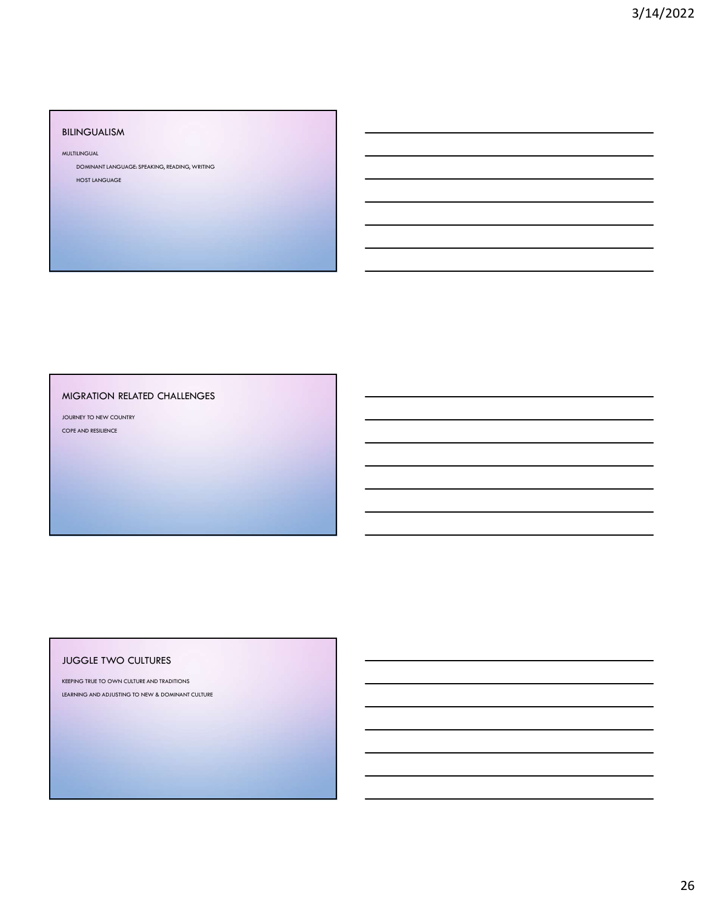## BILINGUALISM

MULTILINGUAL

- DOMINANT LANGUAGE: SPEAKING, READING, WRITING
- HOST LANGUAGE

## MIGRATION RELATED CHALLENGES

JOURNEY TO NEW COUNTRY

COPE AND RESILIENCE

## JUGGLE TWO CULTURES

KEEPING TRUE TO OWN CULTURE AND TRADITIONS

LEARNING AND ADJUSTING TO NEW & DOMINANT CULTURE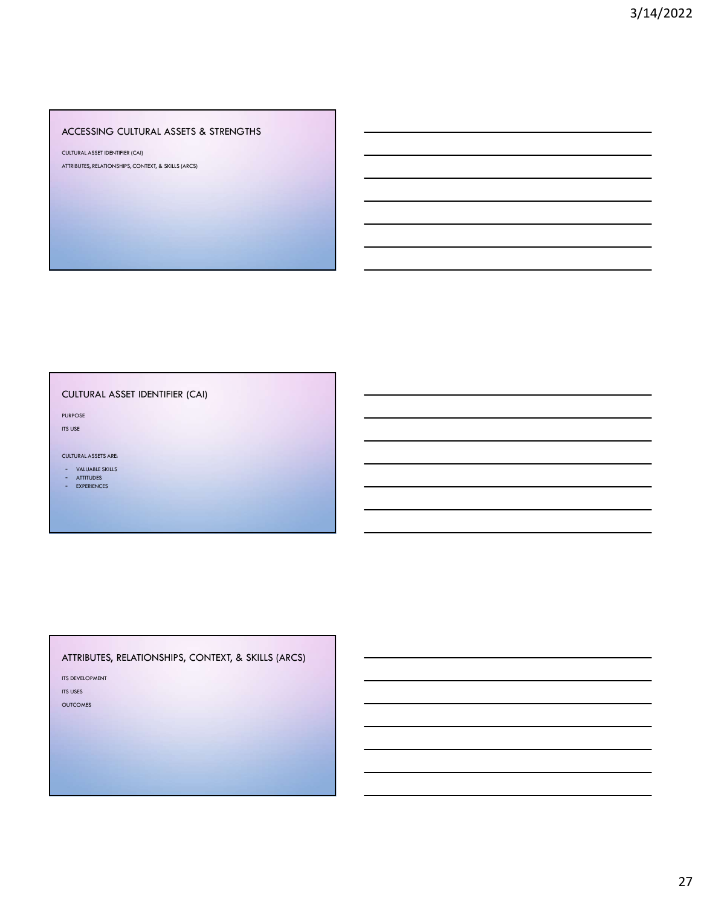## ACCESSING CULTURAL ASSETS & STRENGTHS

CULTURAL ASSET IDENTIFIER (CAI)

ATTRIBUTES, RELATIONSHIPS, CONTEXT, & SKILLS (ARCS)

## CULTURAL ASSET IDENTIFIER (CAI)

PURPOSE

ITS USE

CULTURAL ASSETS ARE:

- VALUABLE SKILLS
- ATTITUDES
- EXPERIENCES

## ATTRIBUTES, RELATIONSHIPS, CONTEXT, & SKILLS (ARCS)

ITS DEVELOPMENT

ITS USES

OUTCOMES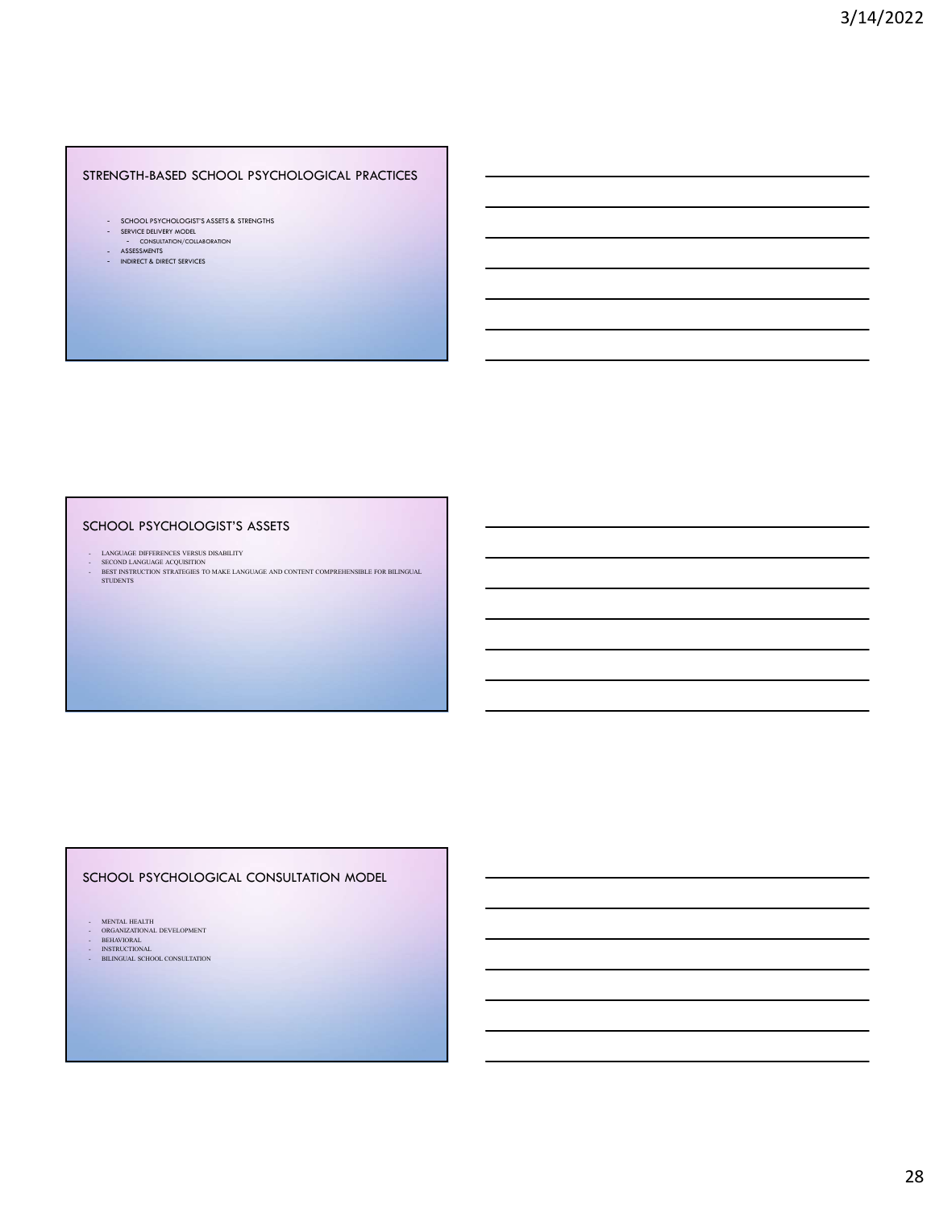## STRENGTH-BASED SCHOOL PSYCHOLOGICAL PRACTICES

- SCHOOL PSYCHOLOGIST'S ASSETS & STRENGTHS
- SERVICE DELIVERY MODEL
  - CONSULTATION/COLLABORATION
- ASSESSMENTS
- INDIRECT & DIRECT SERVICES

## SCHOOL PSYCHOLOGIST'S ASSETS

- LANGUAGE DIFFERENCES VERSUS DISABILITY
- SECOND LANGUAGE ACQUISITION
- BEST INSTRUCTION STRATEGIES TO MAKE LANGUAGE AND CONTENT COMPREHENSIBLE FOR BILINGUAL STUDENTS

## SCHOOL PSYCHOLOGICAL CONSULTATION MODEL

- MENTAL HEALTH
- ORGANIZATIONAL DEVELOPMENT
- BEHAVIORAL
- INSTRUCTIONAL
- BILINGUAL SCHOOL CONSULTATION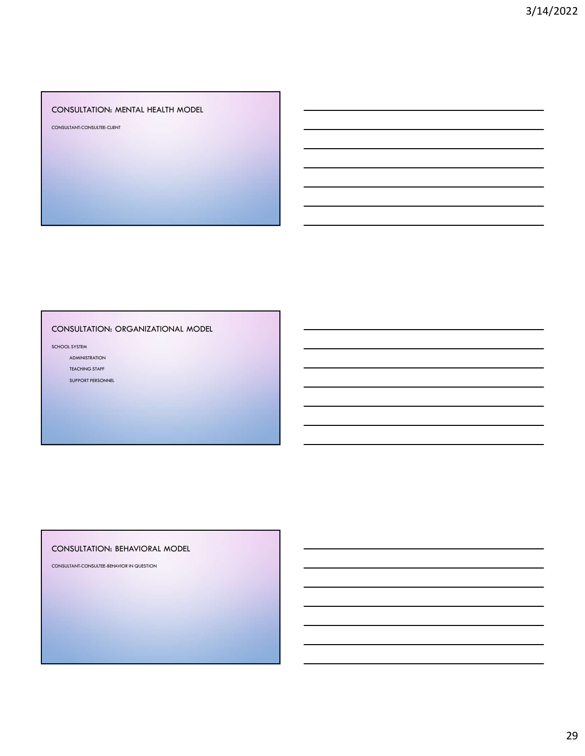## CONSULTATION: MENTAL HEALTH MODEL

CONSULTANT-CONSULTEE-CLIENT

## CONSULTATION: ORGANIZATIONAL MODEL

SCHOOL SYSTEM

- ADMINISTRATION
- TEACHING STAFF
- SUPPORT PERSONNEL

## CONSULTATION: BEHAVIORAL MODEL

CONSULTANT-CONSULTEE-BEHAVIOR IN QUESTION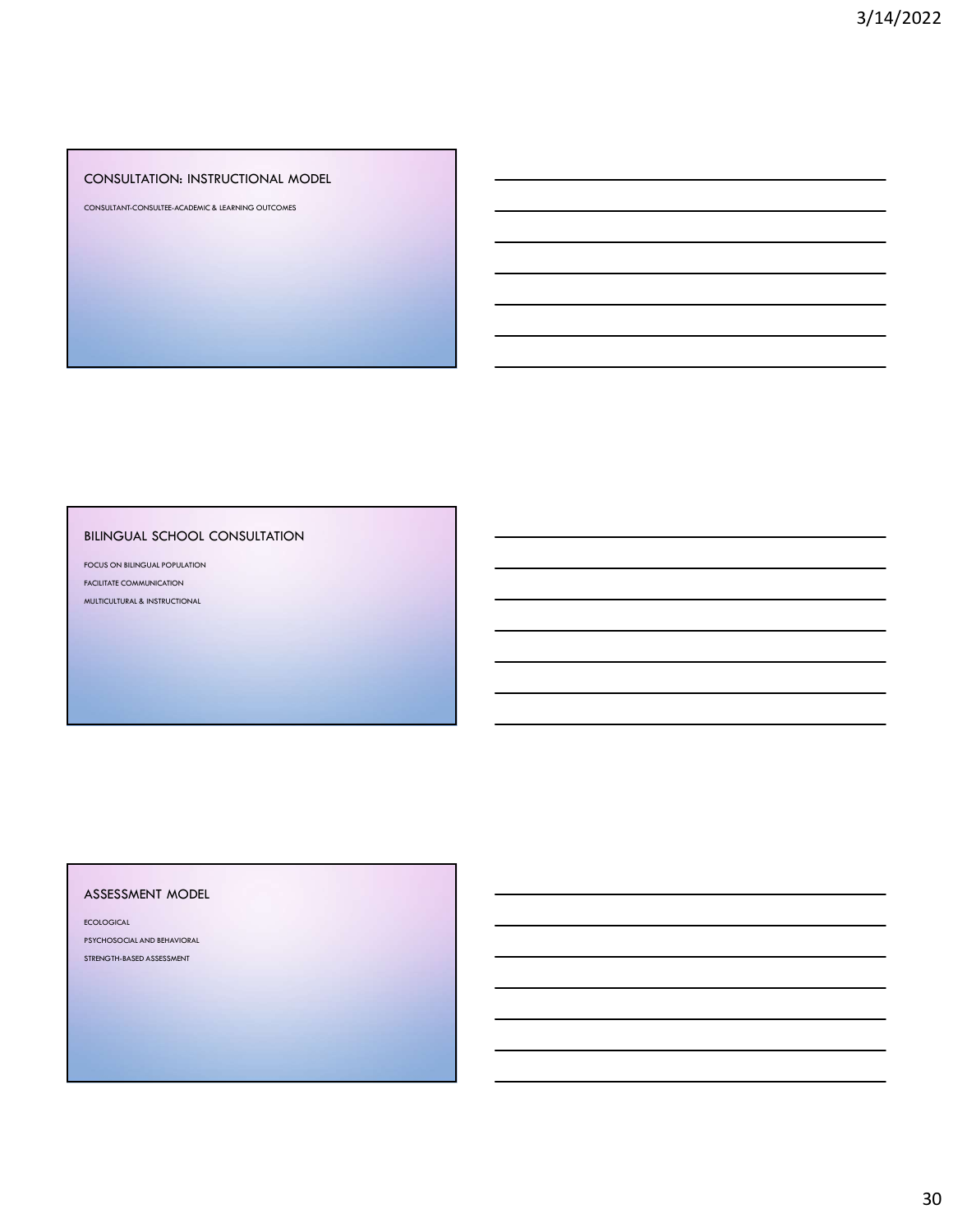## CONSULTATION: INSTRUCTIONAL MODEL

CONSULTANT-CONSULTEE-ACADEMIC & LEARNING OUTCOMES

## BILINGUAL SCHOOL CONSULTATION

FOCUS ON BILINGUAL POPULATION

FACILITATE COMMUNICATION

MULTICULTURAL & INSTRUCTIONAL

## ASSESSMENT MODEL

ECOLOGICAL

PSYCHOSOCIAL AND BEHAVIORAL

STRENGTH-BASED ASSESSMENT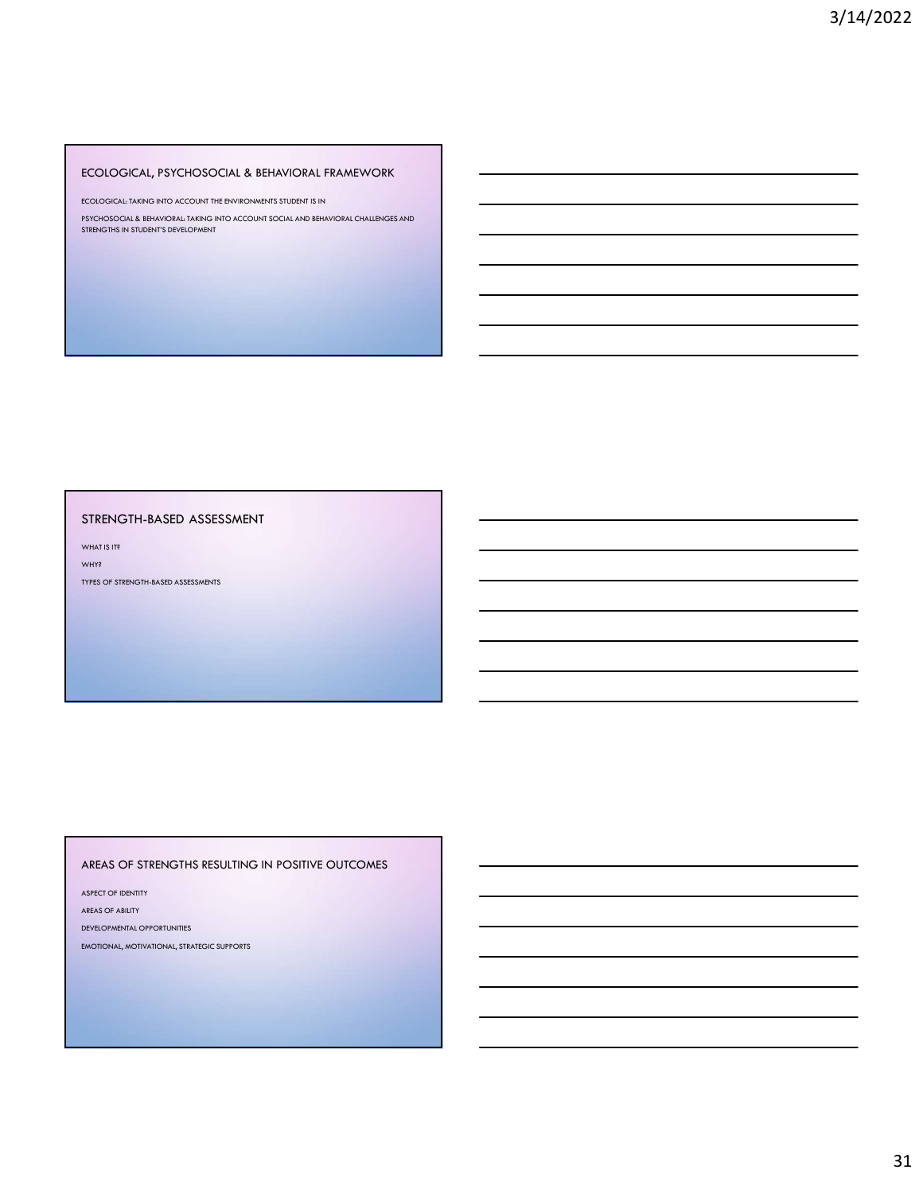## ECOLOGICAL, PSYCHOSOCIAL & BEHAVIORAL FRAMEWORK

ECOLOGICAL: TAKING INTO ACCOUNT THE ENVIRONMENTS STUDENT IS IN

PSYCHOSOCIAL & BEHAVIORAL: TAKING INTO ACCOUNT SOCIAL AND BEHAVIORAL CHALLENGES AND STRENGTHS IN STUDENT'S DEVELOPMENT

## STRENGTH-BASED ASSESSMENT

WHAT IS IT?

WHY?

TYPES OF STRENGTH-BASED ASSESSMENTS

## AREAS OF STRENGTHS RESULTING IN POSITIVE OUTCOMES

ASPECT OF IDENTITY

AREAS OF ABILITY

DEVELOPMENTAL OPPORTUNITIES

EMOTIONAL, MOTIVATIONAL, STRATEGIC SUPPORTS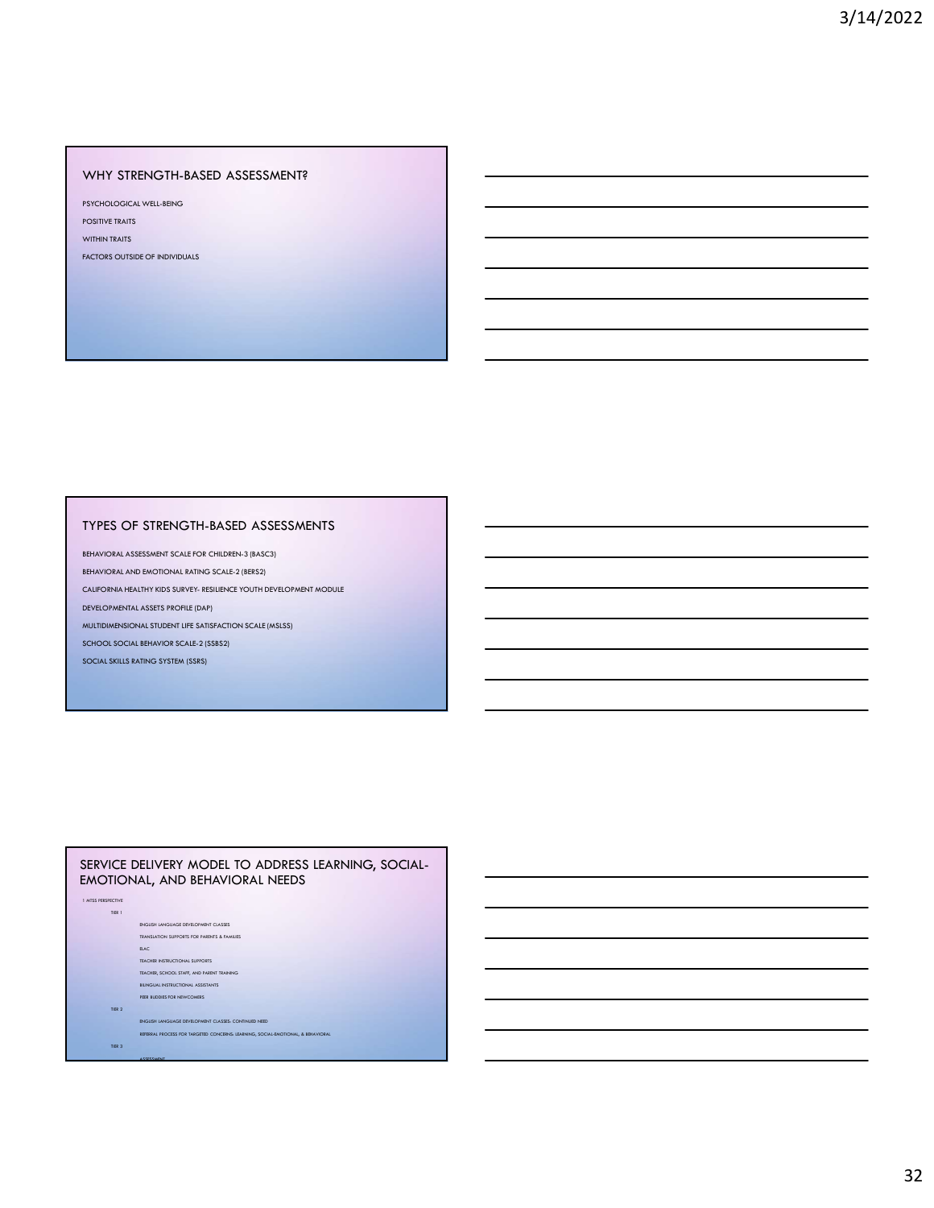## WHY STRENGTH-BASED ASSESSMENT?

PSYCHOLOGICAL WELL-BEING

POSITIVE TRAITS

WITHIN TRAITS

FACTORS OUTSIDE OF INDIVIDUALS

## TYPES OF STRENGTH-BASED ASSESSMENTS

BEHAVIORAL ASSESSMENT SCALE FOR CHILDREN-3 (BASC3)

BEHAVIORAL AND EMOTIONAL RATING SCALE-2 (BERS2)

CALIFORNIA HEALTHY KIDS SURVEY- RESILIENCE YOUTH DEVELOPMENT MODULE

DEVELOPMENTAL ASSETS PROFILE (DAP)

MULTIDIMENSIONAL STUDENT LIFE SATISFACTION SCALE (MSLSS)

SCHOOL SOCIAL BEHAVIOR SCALE-2 (SSBS2)

SOCIAL SKILLS RATING SYSTEM (SSRS)

## SERVICE DELIVERY MODEL TO ADDRESS LEARNING, SOCIAL-EMOTIONAL, AND BEHAVIORAL NEEDS

1 MTSS PERSPECTIVE

- TIER 1
  - ENGLISH LANGUAGE DEVELOPMENT CLASSES
  - TRANSLATION SUPPORTS FOR PARENTS & FAMILIES
  - ELAC
  - TEACHER INSTRUCTIONAL SUPPORTS
  - TEACHER, SCHOOL STAFF, AND PARENT TRAINING
  - BILINGUAL INSTRUCTIONAL ASSISTANTS
  - PEER BUDDIES FOR NEWCOMERS
- TIER 2
  - ENGLISH LANGUAGE DEVELOPMENT CLASSES: CONTINUED NEED
  - REFERRAL PROCESS FOR TARGETED CONCERNS: LEARNING, SOCIAL-EMOTIONAL, & BEHAVIORAL
- TIER 3
  - ASSESSMENT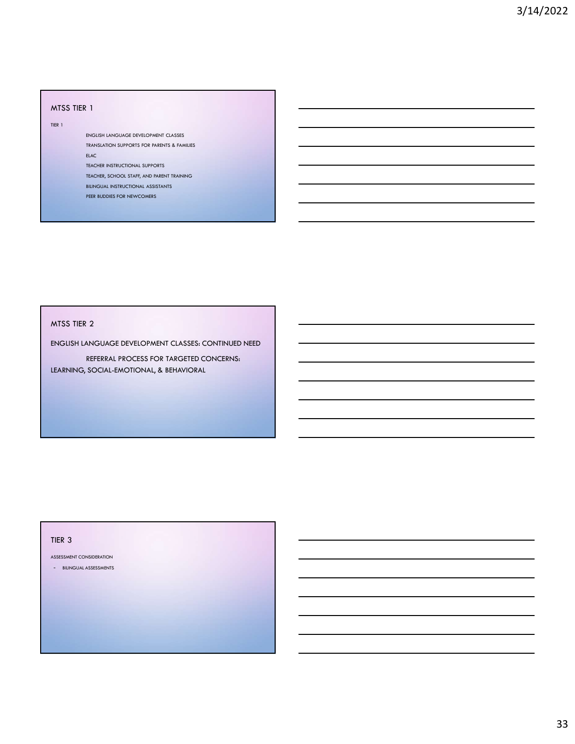## MTSS TIER 1

TIER 1

- ENGLISH LANGUAGE DEVELOPMENT CLASSES
- TRANSLATION SUPPORTS FOR PARENTS & FAMILIES
- ELAC
- TEACHER INSTRUCTIONAL SUPPORTS
- TEACHER, SCHOOL STAFF, AND PARENT TRAINING
- BILINGUAL INSTRUCTIONAL ASSISTANTS
- PEER BUDDIES FOR NEWCOMERS

## MTSS TIER 2

ENGLISH LANGUAGE DEVELOPMENT CLASSES: CONTINUED NEED

REFERRAL PROCESS FOR TARGETED CONCERNS: LEARNING, SOCIAL-EMOTIONAL, & BEHAVIORAL

## TIER 3

ASSESSMENT CONSIDERATION

- BILINGUAL ASSESSMENTS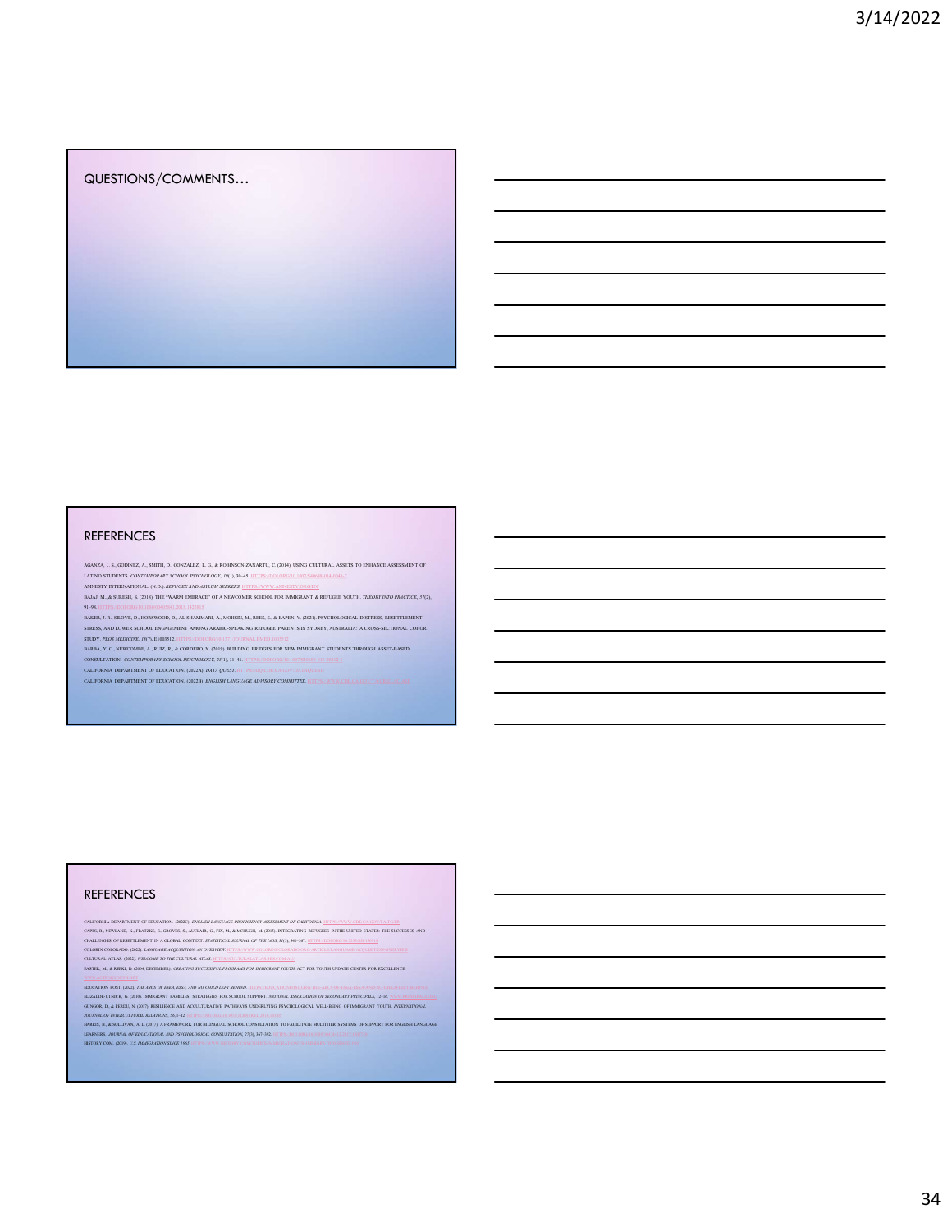## QUESTIONS/COMMENTS…

## REFERENCES

AGANZA, J. S., GODINEZ, A., SMITH, D., GONZALEZ, L. G., & ROBINSON-ZAÑARTU, C. (2014). USING CULTURAL ASSETS TO ENHANCE ASSESSMENT OF LATINO STUDENTS. *CONTEMPORARY SCHOOL PSYCHOLOGY, 19*(1), 30–45. HTTPS://DOI.ORG/10.1007/S40688-014-0041-7

AMNESTY INTERNATIONAL. (N.D.). *REFUGEE AND ASYLUM SEEKERS*. HTTPS://WWW.AMNESTY.ORG/EN/

BAJAJ, M., & SURESH, S. (2018). THE "WARM EMBRACE" OF A NEWCOMER SCHOOL FOR IMMIGRANT & REFUGEE YOUTH. *THEORY INTO PRACTICE, 57*(2), 91–98. HTTPS://DOI.ORG/10.1080/00405841.2018.1425815

BAKER, J. R., SILOVE, D., HORSWOOD, D., AL-SHAMMARI, A., MOHSIN, M., REES, S., & EAPEN, V. (2021). PSYCHOLOGICAL DISTRESS, RESETTLEMENT STRESS, AND LOWER SCHOOL ENGAGEMENT AMONG ARABIC-SPEAKING REFUGEE PARENTS IN SYDNEY, AUSTRALIA: A CROSS-SECTIONAL COHORT STUDY. *PLOS MEDICINE, 18*(7), E1003512. HTTPS://DOI.ORG/10.1371/JOURNAL.PMED.1003512

BARBA, Y. C., NEWCOMBE, A., RUIZ, R., & CORDERO, N. (2019). BUILDING BRIDGES FOR NEW IMMIGRANT STUDENTS THROUGH ASSET-BASED CONSULTATION. *CONTEMPORARY SCHOOL PSYCHOLOGY, 23*(1), 31–46. HTTPS://DOI.ORG/10.1007/S40688-018-00212-3

CALIFORNIA DEPARTMENT OF EDUCATION. (2022A). *DATA QUEST*. HTTPS://DQ.CDE.CA.GOV/DATAQUEST/

CALIFORNIA DEPARTMENT OF EDUCATION. (2022B). *ENGLISH LANGUAGE ADVISORY COMMITTEE*. HTTPS://WWW.CDE.CA.GOV/TA/CR/ELAC.ASP

## REFERENCES

CALIFORNIA DEPARTMENT OF EDUCATION. (2022C). *ENGLISH LANGUAGE PROFICIENCY ASSESSMENT OF CALIFORNIA*. HTTPS://WWW.CDE.CA.GOV/TA/TG/EP/

CAPPS, R., NEWLAND, K., FRATZKE, S., GROVES, S., AUCLAIR, G., FIX, M., & MCHUGH, M. (2015). INTEGRATING REFUGEES IN THE UNITED STATES: THE SUCCESSES AND CHALLENGES OF RESETTLEMENT IN A GLOBAL CONTEXT. *STATISTICAL JOURNAL OF THE IAOS, 31*(3), 341–367. HTTPS://DOI.ORG/10.3233/SJI-150918

COLORIN COLORADO. (2022). *LANGUAGE ACQUISITION: AN OVERVIEW*. HTTPS://WWW.COLORINCOLORADO.ORG/ARTICLE/LANGUAGE-ACQUISITION-OVERVIEW

CULTURAL ATLAS. (2022). *WELCOME TO THE CULTURAL ATLAS*. HTTPS://CULTURALATLAS.SBS.COM.AU/

EASTER, M., & REFKI, D. (2004, DECEMBER). *CREATING SUCCESSFUL PROGRAMS FOR IMMIGRANT YOUTH*. ACT FOR YOUTH UPDATE CENTER FOR EXCELLENCE.

EDUCATION POST. (2022). *THE ABCS OF ESEA, ESSA, AND NO CHILD LEFT BEHIND*. HTTPS://EDUCATIONPOST.ORG/THE-ABCS-OF-ESEA-ESSA-AND-NO-CHILD-LEFT-BEHIND/

ELIZALDE-UTNICK, G. (2010). IMMIGRANT FAMILIES: STRATEGIES FOR SCHOOL SUPPORT. *NATIONAL ASSOCIATION OF SECONDARY PRINCIPALS*, 12–16.

GÜNGÖR, D., & PERDU, N. (2017). RESILIENCE AND ACCULTURATIVE PATHWAYS UNDERLYING PSYCHOLOGICAL WELL-BEING OF IMMIGRANT YOUTH. *INTERNATIONAL JOURNAL OF INTERCULTURAL RELATIONS, 56*, 1–12. HTTPS://DOI.ORG/10.1016/J.IJINTREL.2016.12.005

HARRIS, B., & SULLIVAN, A. L. (2017). A FRAMEWORK FOR BILINGUAL SCHOOL CONSULTATION TO FACILITATE MULTITIER SYSTEMS OF SUPPORT FOR ENGLISH LANGUAGE LEARNERS. *JOURNAL OF EDUCATIONAL AND PSYCHOLOGICAL CONSULTATION, 27*(3), 367–392.

HISTORY.COM. (2019). *U.S. IMMIGRATION SINCE 1965*. HTTPS://WWW.HISTORY.COM/TOPICS/IMMIGRATION/US-IMMIGRATION-SINCE-1965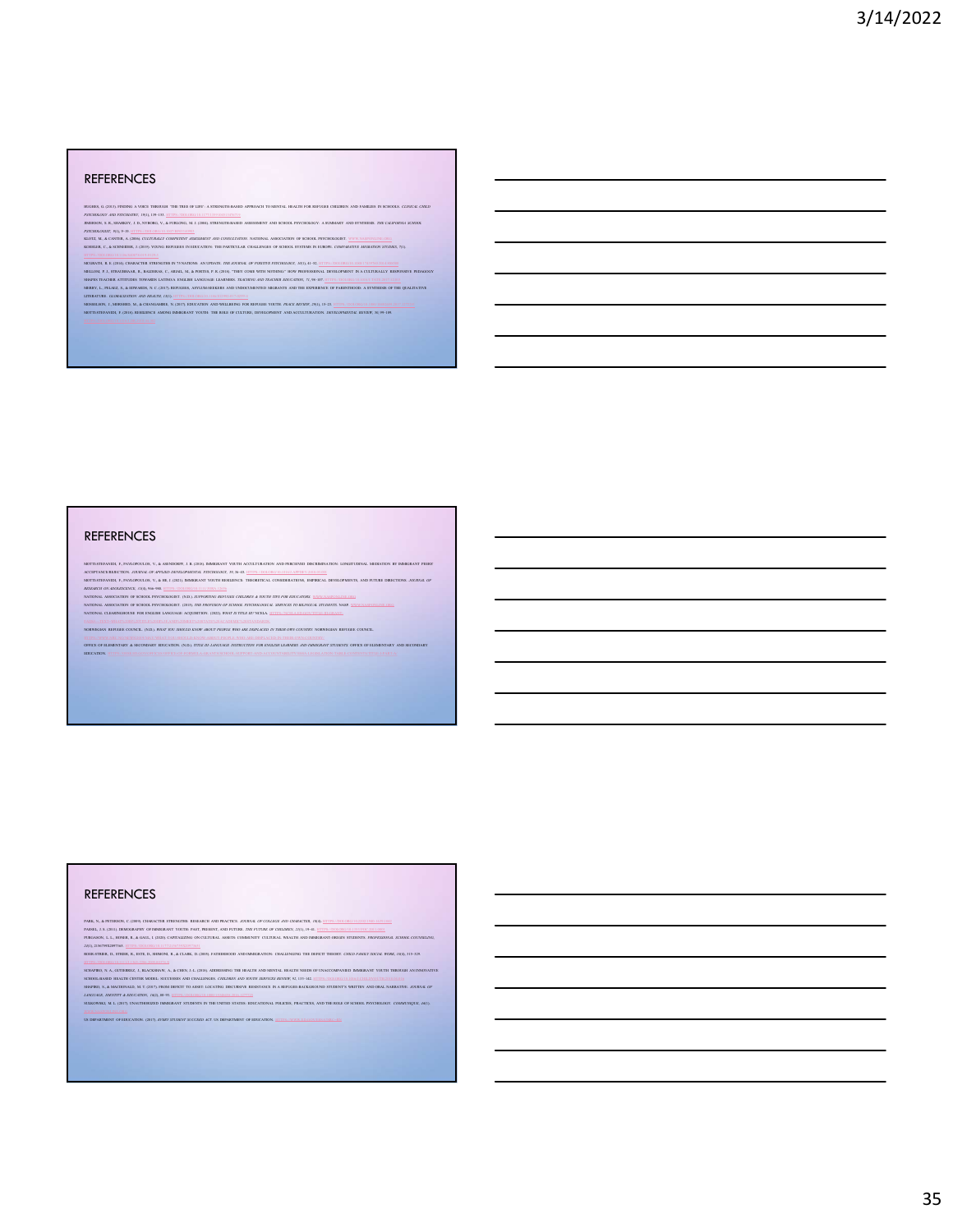## REFERENCES

HUGHES, G. (2013). FINDING A VOICE THROUGH 'THE TREE OF LIFE': A STRENGTH-BASED APPROACH TO MENTAL HEALTH FOR REFUGEE CHILDREN AND FAMILIES IN SCHOOLS. *CLINICAL CHILD PSYCHOLOGY AND PSYCHIATRY, 19*(1), 139–153.

JIMERSON, S. R., SHARKEY, J. D., NYBORG, V., & FURLONG, M. J. (2004). STRENGTH-BASED ASSESSMENT AND SCHOOL PSYCHOLOGY: A SUMMARY AND SYNTHESIS. *THE CALIFORNIA SCHOOL PSYCHOLOGIST, 9*(1), 9–19.

KLOTZ, M., & CANTER, A. (2006). *CULTURALLY COMPETENT ASSESSMENT AND CONSULTATION.* NATIONAL ASSOCIATION OF SCHOOL PSYCHOLOGIST.

KOEHLER, C., & SCHNEIDER, J. (2019). YOUNG REFUGEES IN EDUCATION: THE PARTICULAR CHALLENGES OF SCHOOL SYSTEMS IN EUROPE. *COMPARATIVE MIGRATION STUDIES, 7*(1).

MCGRATH, R. E. (2014). CHARACTER STRENGTHS IN 75 NATIONS: AN UPDATE. *THE JOURNAL OF POSITIVE PSYCHOLOGY, 10*(1), 41–52.

MELLOM, P. J., STRAUBHAAR, R., BALDERAS, C., ARIAIL, M., & PORTES, P. R. (2018). "THEY COME WITH NOTHING:" HOW PROFESSIONAL DEVELOPMENT IN A CULTURALLY RESPONSIVE PEDAGOGY SHAPES TEACHER ATTITUDES TOWARDS LATINO/A ENGLISH LANGUAGE LEARNERS. *TEACHING AND TEACHER EDUCATION, 71*, 98–107.

MERRY, L., PELAEZ, S., & EDWARDS, N. C. (2017). REFUGEES, ASYLUM-SEEKERS AND UNDOCUMENTED MIGRANTS AND THE EXPERIENCE OF PARENTHOOD: A SYNTHESIS OF THE QUALITATIVE LITERATURE. *GLOBALIZATION AND HEALTH, 13*(1).

MENDENHALL, M., & CHANGAMIRE, N. (2017). EDUCATION AND WELLBEING FOR REFUGEE YOUTH. *PEACE REVIEW, 29*(1), 15–23.

MOTTI-STEFANIDI, F. (2018). RESILIENCE AMONG IMMIGRANT YOUTH: THE ROLE OF CULTURE, DEVELOPMENT AND ACCULTURATION. *DEVELOPMENTAL REVIEW, 50*, 99–109.

## REFERENCES

MOTTI-STEFANIDI, F., PAVLOPOULOS, V., & ASENDORPF, J. B. (2018). IMMIGRANT YOUTH ACCULTURATION AND PERCEIVED DISCRIMINATION: LONGITUDINAL MEDIATION BY IMMIGRANT PEER ACCEPTANCE/REJECTION. *JOURNAL OF APPLIED DEVELOPMENTAL PSYCHOLOGY, 59*, 36–45.

MOTTI-STEFANIDI, F., PAVLOPOULOS, V., & HE, J. (2021). IMMIGRANT YOUTH RESILIENCE: THEORETICAL CONSIDERATIONS, EMPIRICAL DEVELOPMENTS, AND FUTURE DIRECTIONS. *JOURNAL OF RESEARCH ON ADOLESCENCE, 31*(4), 966–988.

NATIONAL ASSOCIATION OF SCHOOL PSYCHOLOGIST. (N.D.). *SUPPORTING REFUGEE CHILDREN & YOUTH TIPS FOR EDUCATORS.*

NATIONAL ASSOCIATION OF SCHOOL PSYCHOLOGIST. (2015). *THE PROVISION OF SCHOOL PSYCHOLOGICAL SERVICES TO BILINGUAL STUDENTS.* NASP.

NATIONAL CLEARINGHOUSE FOR ENGLISH LANGUAGE ACQUISITION. (2022). *WHAT IS TITLE III?* NCELA.

NORWEGIAN REFUGEE COUNCIL. (N.D.). *WHAT YOU SHOULD KNOW ABOUT PEOPLE WHO ARE DISPLACED IN THEIR OWN COUNTRY.* NORWEGIAN REFUGEE COUNCIL.

OFFICE OF ELEMENTARY & SECONDARY EDUCATION. (N.D.). *TITLE III: LANGUAGE INSTRUCTION FOR ENGLISH LEARNERS AND IMMIGRANT STUDENTS.* OFFICE OF ELEMENTARY AND SECONDARY EDUCATION.

## REFERENCES

PARK, N., & PETERSON, C. (2009). CHARACTER STRENGTHS: RESEARCH AND PRACTICE. *JOURNAL OF COLLEGE AND CHARACTER, 10*(4).

PASSEL, J. S. (2011). DEMOGRAPHY OF IMMIGRANT YOUTH: PAST, PRESENT, AND FUTURE. *THE FUTURE OF CHILDREN, 21*(1), 19–41.

PURGASON, L. L., HONER, R., & GAUL, I. (2020). CAPITALIZING ON CULTURAL ASSETS: COMMUNITY CULTURAL WEALTH AND IMMIGRANT-ORIGIN STUDENTS. *PROFESSIONAL SCHOOL COUNSELING, 24*(1).

SHIMONI, R., STRIER, R., ROER-STRIER, D., & CLARK, D. (2003). FATHERHOOD AND IMMIGRATION: CHALLENGING THE DEFICIT THEORY. *CHILD FAMILY SOCIAL WORK, 16*(4), 313–325.

SCHAPIRO, N. A., GUTIERREZ, J., BLACKSHAW, A., & CHEN, J.-L. (2018). ADDRESSING THE HEALTH AND MENTAL HEALTH NEEDS OF UNACCOMPANIED IMMIGRANT YOUTH THROUGH AN INNOVATIVE SCHOOL-BASED HEALTH CENTER MODEL: SUCCESSES AND CHALLENGES. *CHILDREN AND YOUTH SERVICES REVIEW, 92*, 133–142.

SHAPIRO, S., & MACDONALD, M. T. (2017). FROM DEFICIT TO ASSET: LOCATING DISCURSIVE RESISTANCE IN A REFUGEE-BACKGROUND STUDENT'S WRITTEN AND ORAL NARRATIVE. *JOURNAL OF LANGUAGE, IDENTITY & EDUCATION, 16*(2), 80–93.

SULKOWSKI, M. L. (2017). UNAUTHORIZED IMMIGRANT STUDENTS IN THE UNITED STATES: EDUCATIONAL POLICIES, PRACTICES, AND THE ROLE OF SCHOOL PSYCHOLOGY. *COMMUNIQUE, 46*(1).

US DEPARTMENT OF EDUCATION. (2017). *EVERY STUDENT SUCCEEDS ACT.* US DEPARTMENT OF EDUCATION.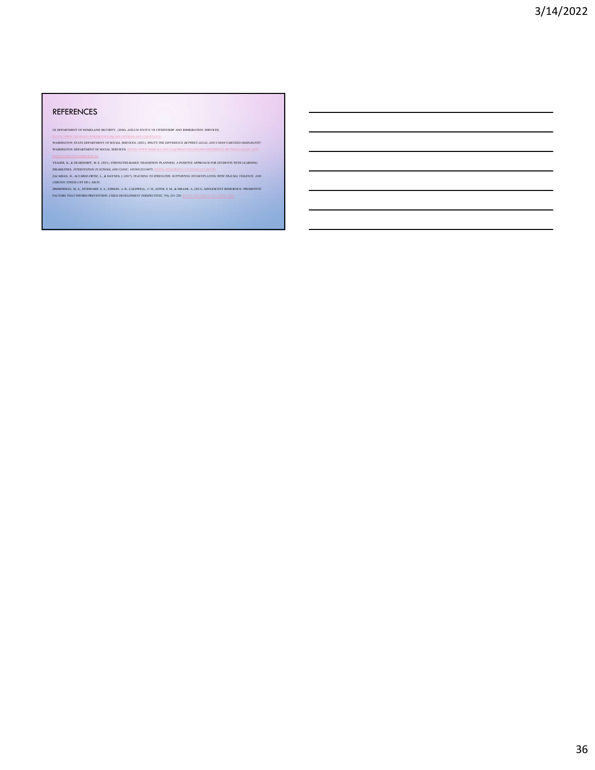## REFERENCES

US DEPARTMENT OF HOMELAND SECURITY. (2020). *ASYLUM STATUS*. US CITIZENSHIP AND IMMIGRATION SERVICES. HTTPS://WWW.USCIS.GOV/FORMS/EXPLORE-MY-OPTIONS/ASYLUM-STATUS

WASHINGTON STATE DEPARTMENT OF SOCIAL SERVICES. (2021). *WHAT'S THE DIFFERENCE BETWEEN LEGAL AND UNDOCUMENTED IMMIGRANTS?* WASHINGTON DEPARTMENT OF SOCIAL SERVICES. HTTPS://WWW.DSHS.WA.GOV/FAQ/WHAT%E2%80%99S-DIFFERENCE-BETWEEN-LEGAL-AND-UNDOCUMENTED-IMMIGRANTS

YEAGER, K., & DEARDORFF, M. E. (2021). STRENGTHS-BASED TRANSITION PLANNING: A POSITIVE APPROACH FOR STUDENTS WITH LEARNING DISABILITIES. *INTERVENTION IN SCHOOL AND CLINIC*, 105345122110475. HTTPS://DOI.ORG/10.1177/10534512211047584

ZACARIAN, D., ALVAREZ-ORTIZ, L., & HAYNES, J. (2017). *TEACHING TO STRENGTHS: SUPPORTING STUDENTS LIVING WITH TRAUMA, VIOLENCE, AND CHRONIC STRESS* (1ST ED.). ASCD.

ZIMMERMAN, M. A., STODDARD, S. A., EISMAN, A. B., CALDWELL, C. H., AIYER, S. M., & MILLER, A. (2013). ADOLESCENT RESILIENCE: PROMOTIVE FACTORS THAT INFORM PREVENTION. *CHILD DEVELOPMENT PERSPECTIVES, 7*(4), 215–220. HTTPS://DOI.ORG/10.1111/CDEP.12042